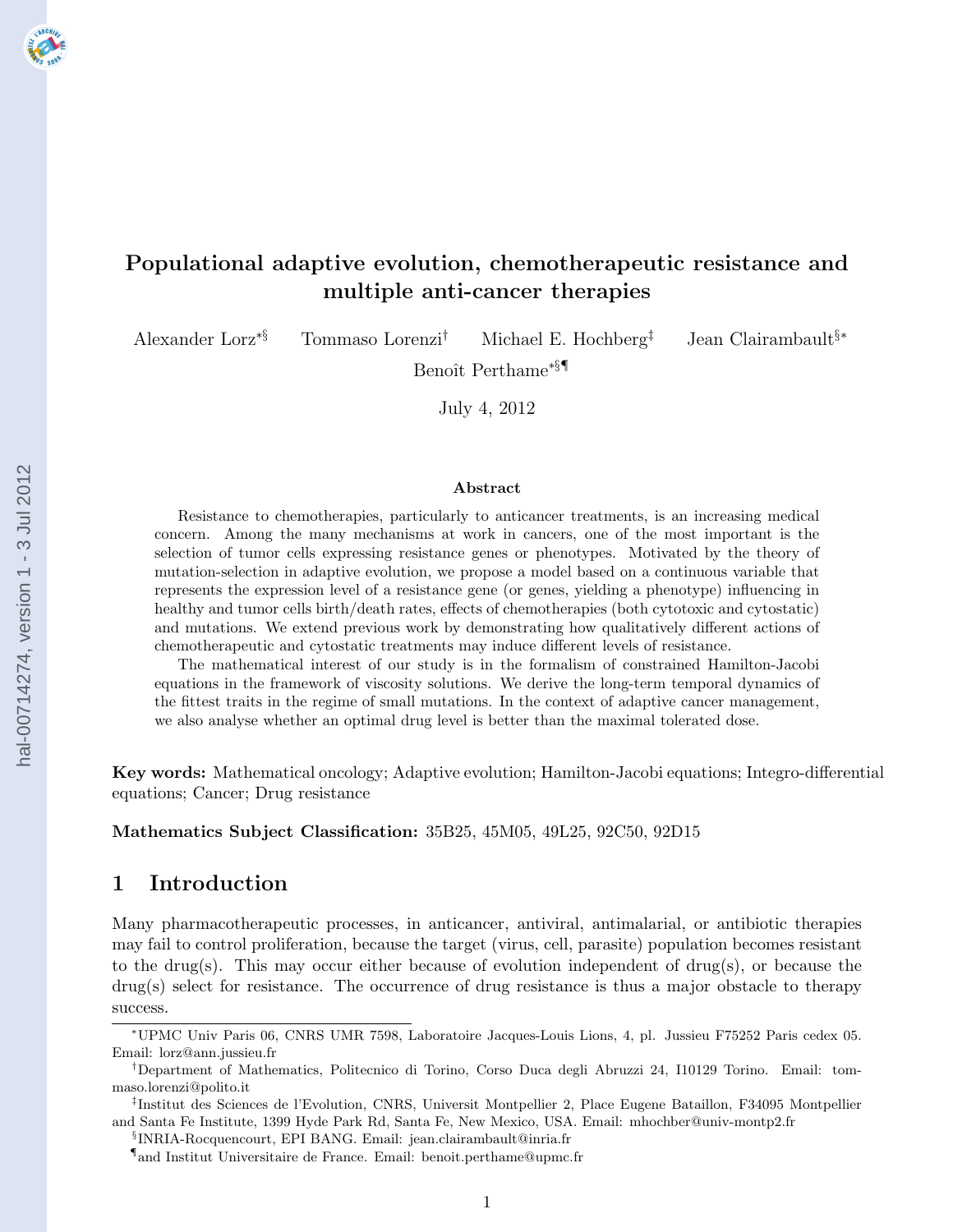# Populational adaptive evolution, chemotherapeutic resistance and multiple anti-cancer therapies

Alexander Lorz[*§] Tommaso Lorenzi[†] Michael E. Hochberg[‡] Jean Clairambault[§*] Benoît Perthame[*§¶]

July 4, 2012

### Abstract

Resistance to chemotherapies, particularly to anticancer treatments, is an increasing medical concern. Among the many mechanisms at work in cancers, one of the most important is the selection of tumor cells expressing resistance genes or phenotypes. Motivated by the theory of mutation-selection in adaptive evolution, we propose a model based on a continuous variable that represents the expression level of a resistance gene (or genes, yielding a phenotype) influencing in healthy and tumor cells birth/death rates, effects of chemotherapies (both cytotoxic and cytostatic) and mutations. We extend previous work by demonstrating how qualitatively different actions of chemotherapeutic and cytostatic treatments may induce different levels of resistance.

The mathematical interest of our study is in the formalism of constrained Hamilton-Jacobi equations in the framework of viscosity solutions. We derive the long-term temporal dynamics of the fittest traits in the regime of small mutations. In the context of adaptive cancer management, we also analyse whether an optimal drug level is better than the maximal tolerated dose.

**Key words:** Mathematical oncology; Adaptive evolution; Hamilton-Jacobi equations; Integro-differential equations; Cancer; Drug resistance

**Mathematics Subject Classification:** 35B25, 45M05, 49L25, 92C50, 92D15

## 1 Introduction

Many pharmacotherapeutic processes, in anticancer, antiviral, antimalarial, or antibiotic therapies may fail to control proliferation, because the target (virus, cell, parasite) population becomes resistant to the drug(s). This may occur either because of evolution independent of drug(s), or because the drug(s) select for resistance. The occurrence of drug resistance is thus a major obstacle to therapy success.

---

[*] UPMC Univ Paris 06, CNRS UMR 7598, Laboratoire Jacques-Louis Lions, 4, pl. Jussieu F75252 Paris cedex 05. Email: lorz@ann.jussieu.fr

[†] Department of Mathematics, Politecnico di Torino, Corso Duca degli Abruzzi 24, I10129 Torino. Email: tommaso.lorenzi@polito.it

[‡] Institut des Sciences de l'Evolution, CNRS, Universit Montpellier 2, Place Eugene Bataillon, F34095 Montpellier and Santa Fe Institute, 1399 Hyde Park Rd, Santa Fe, New Mexico, USA. Email: mhochber@univ-montp2.fr

[§] INRIA-Rocquencourt, EPI BANG. Email: jean.clairambault@inria.fr

[¶] and Institut Universitaire de France. Email: benoit.perthame@upmc.fr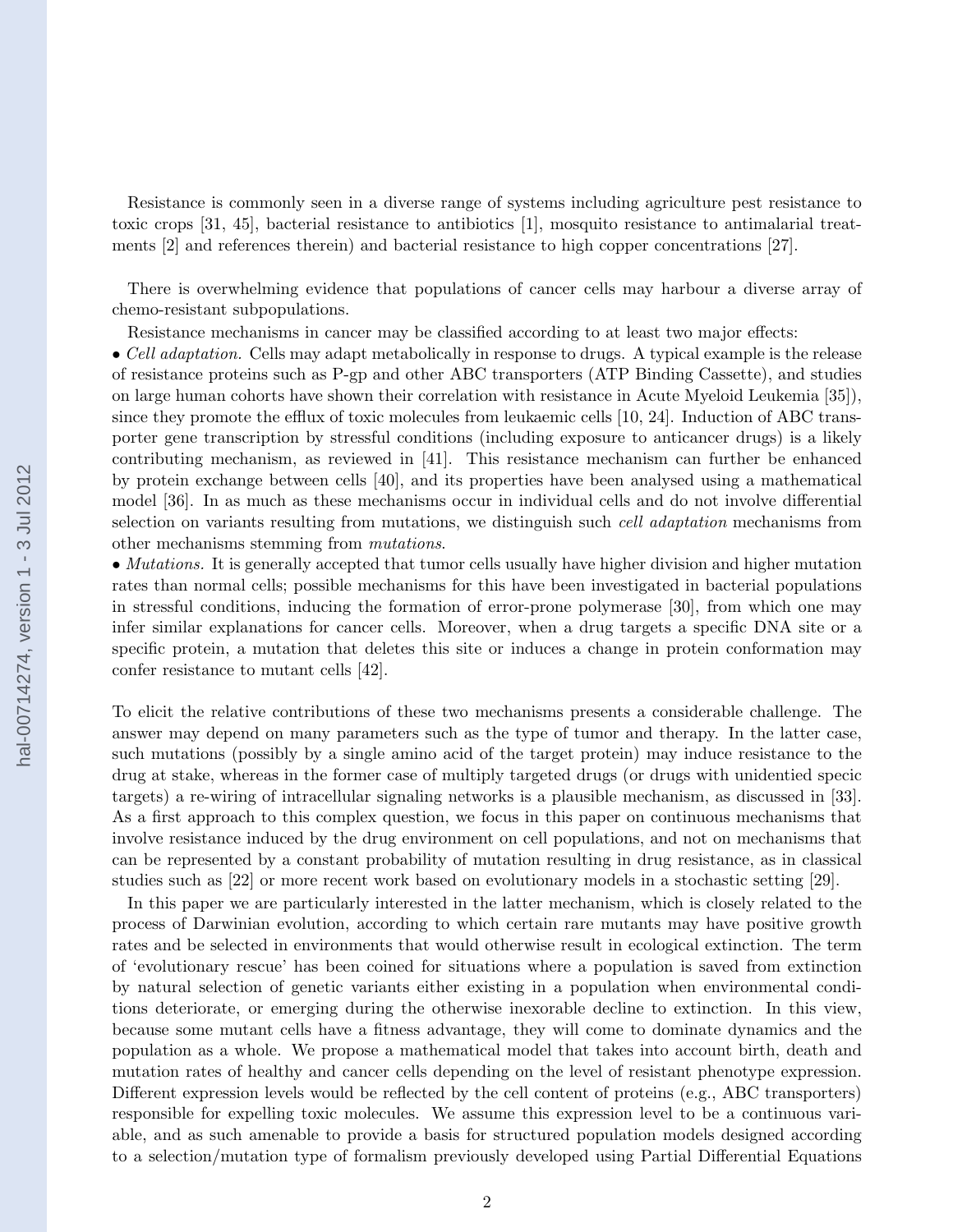Resistance is commonly seen in a diverse range of systems including agriculture pest resistance to toxic crops [31, 45], bacterial resistance to antibiotics [1], mosquito resistance to antimalarial treatments [2] and references therein) and bacterial resistance to high copper concentrations [27].

There is overwhelming evidence that populations of cancer cells may harbour a diverse array of chemo-resistant subpopulations.

Resistance mechanisms in cancer may be classified according to at least two major effects:

• *Cell adaptation.* Cells may adapt metabolically in response to drugs. A typical example is the release of resistance proteins such as P-gp and other ABC transporters (ATP Binding Cassette), and studies on large human cohorts have shown their correlation with resistance in Acute Myeloid Leukemia [35]), since they promote the efflux of toxic molecules from leukaemic cells [10, 24]. Induction of ABC transporter gene transcription by stressful conditions (including exposure to anticancer drugs) is a likely contributing mechanism, as reviewed in [41]. This resistance mechanism can further be enhanced by protein exchange between cells [40], and its properties have been analysed using a mathematical model [36]. In as much as these mechanisms occur in individual cells and do not involve differential selection on variants resulting from mutations, we distinguish such *cell adaptation* mechanisms from other mechanisms stemming from *mutations*.

• *Mutations.* It is generally accepted that tumor cells usually have higher division and higher mutation rates than normal cells; possible mechanisms for this have been investigated in bacterial populations in stressful conditions, inducing the formation of error-prone polymerase [30], from which one may infer similar explanations for cancer cells. Moreover, when a drug targets a specific DNA site or a specific protein, a mutation that deletes this site or induces a change in protein conformation may confer resistance to mutant cells [42].

To elicit the relative contributions of these two mechanisms presents a considerable challenge. The answer may depend on many parameters such as the type of tumor and therapy. In the latter case, such mutations (possibly by a single amino acid of the target protein) may induce resistance to the drug at stake, whereas in the former case of multiply targeted drugs (or drugs with unidentied specic targets) a re-wiring of intracellular signaling networks is a plausible mechanism, as discussed in [33]. As a first approach to this complex question, we focus in this paper on continuous mechanisms that involve resistance induced by the drug environment on cell populations, and not on mechanisms that can be represented by a constant probability of mutation resulting in drug resistance, as in classical studies such as [22] or more recent work based on evolutionary models in a stochastic setting [29].

In this paper we are particularly interested in the latter mechanism, which is closely related to the process of Darwinian evolution, according to which certain rare mutants may have positive growth rates and be selected in environments that would otherwise result in ecological extinction. The term of 'evolutionary rescue' has been coined for situations where a population is saved from extinction by natural selection of genetic variants either existing in a population when environmental conditions deteriorate, or emerging during the otherwise inexorable decline to extinction. In this view, because some mutant cells have a fitness advantage, they will come to dominate dynamics and the population as a whole. We propose a mathematical model that takes into account birth, death and mutation rates of healthy and cancer cells depending on the level of resistant phenotype expression. Different expression levels would be reflected by the cell content of proteins (e.g., ABC transporters) responsible for expelling toxic molecules. We assume this expression level to be a continuous variable, and as such amenable to provide a basis for structured population models designed according to a selection/mutation type of formalism previously developed using Partial Differential Equations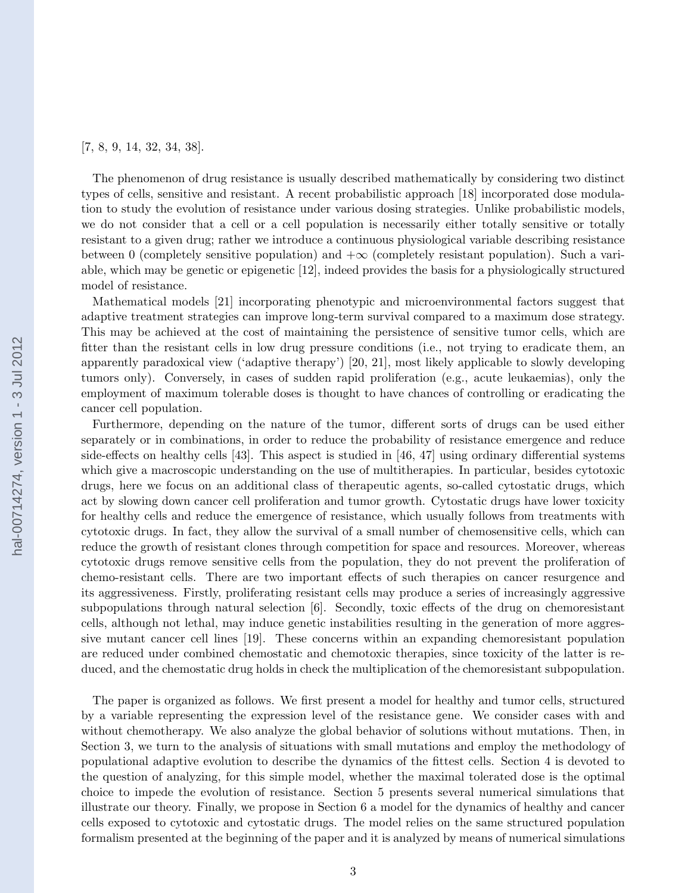[7, 8, 9, 14, 32, 34, 38].

The phenomenon of drug resistance is usually described mathematically by considering two distinct types of cells, sensitive and resistant. A recent probabilistic approach [18] incorporated dose modulation to study the evolution of resistance under various dosing strategies. Unlike probabilistic models, we do not consider that a cell or a cell population is necessarily either totally sensitive or totally resistant to a given drug; rather we introduce a continuous physiological variable describing resistance between 0 (completely sensitive population) and $+\infty$ (completely resistant population). Such a variable, which may be genetic or epigenetic [12], indeed provides the basis for a physiologically structured model of resistance.

Mathematical models [21] incorporating phenotypic and microenvironmental factors suggest that adaptive treatment strategies can improve long-term survival compared to a maximum dose strategy. This may be achieved at the cost of maintaining the persistence of sensitive tumor cells, which are fitter than the resistant cells in low drug pressure conditions (i.e., not trying to eradicate them, an apparently paradoxical view ('adaptive therapy') [20, 21], most likely applicable to slowly developing tumors only). Conversely, in cases of sudden rapid proliferation (e.g., acute leukaemias), only the employment of maximum tolerable doses is thought to have chances of controlling or eradicating the cancer cell population.

Furthermore, depending on the nature of the tumor, different sorts of drugs can be used either separately or in combinations, in order to reduce the probability of resistance emergence and reduce side-effects on healthy cells [43]. This aspect is studied in [46, 47] using ordinary differential systems which give a macroscopic understanding on the use of multitherapies. In particular, besides cytotoxic drugs, here we focus on an additional class of therapeutic agents, so-called cytostatic drugs, which act by slowing down cancer cell proliferation and tumor growth. Cytostatic drugs have lower toxicity for healthy cells and reduce the emergence of resistance, which usually follows from treatments with cytotoxic drugs. In fact, they allow the survival of a small number of chemosensitive cells, which can reduce the growth of resistant clones through competition for space and resources. Moreover, whereas cytotoxic drugs remove sensitive cells from the population, they do not prevent the proliferation of chemo-resistant cells. There are two important effects of such therapies on cancer resurgence and its aggressiveness. Firstly, proliferating resistant cells may produce a series of increasingly aggressive subpopulations through natural selection [6]. Secondly, toxic effects of the drug on chemoresistant cells, although not lethal, may induce genetic instabilities resulting in the generation of more aggressive mutant cancer cell lines [19]. These concerns within an expanding chemoresistant population are reduced under combined chemostatic and chemotoxic therapies, since toxicity of the latter is reduced, and the chemostatic drug holds in check the multiplication of the chemoresistant subpopulation.

The paper is organized as follows. We first present a model for healthy and tumor cells, structured by a variable representing the expression level of the resistance gene. We consider cases with and without chemotherapy. We also analyze the global behavior of solutions without mutations. Then, in Section 3, we turn to the analysis of situations with small mutations and employ the methodology of populational adaptive evolution to describe the dynamics of the fittest cells. Section 4 is devoted to the question of analyzing, for this simple model, whether the maximal tolerated dose is the optimal choice to impede the evolution of resistance. Section 5 presents several numerical simulations that illustrate our theory. Finally, we propose in Section 6 a model for the dynamics of healthy and cancer cells exposed to cytotoxic and cytostatic drugs. The model relies on the same structured population formalism presented at the beginning of the paper and it is analyzed by means of numerical simulations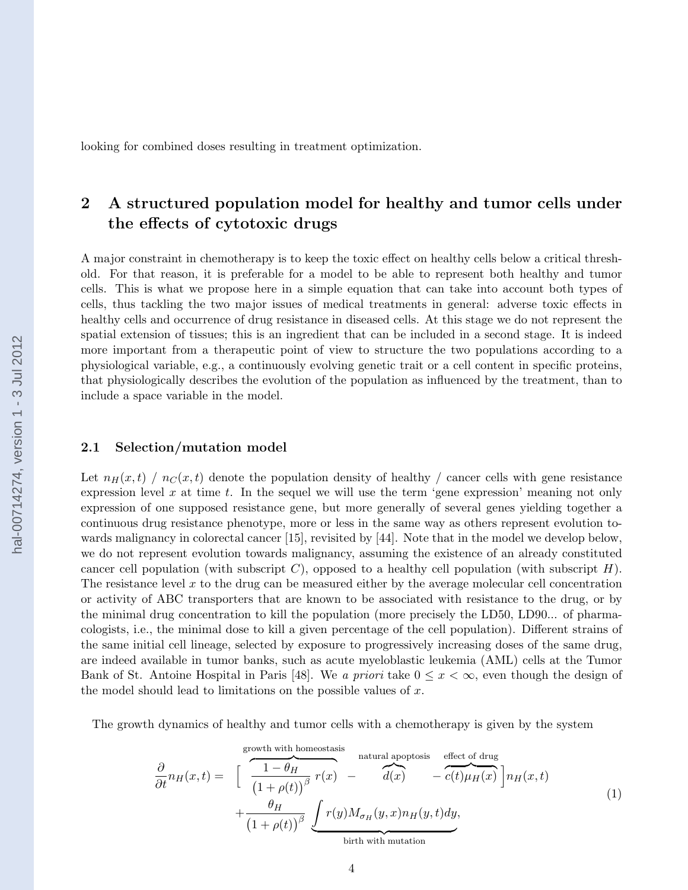looking for combined doses resulting in treatment optimization.

## 2 A structured population model for healthy and tumor cells under the effects of cytotoxic drugs

A major constraint in chemotherapy is to keep the toxic effect on healthy cells below a critical threshold. For that reason, it is preferable for a model to be able to represent both healthy and tumor cells. This is what we propose here in a simple equation that can take into account both types of cells, thus tackling the two major issues of medical treatments in general: adverse toxic effects in healthy cells and occurrence of drug resistance in diseased cells. At this stage we do not represent the spatial extension of tissues; this is an ingredient that can be included in a second stage. It is indeed more important from a therapeutic point of view to structure the two populations according to a physiological variable, e.g., a continuously evolving genetic trait or a cell content in specific proteins, that physiologically describes the evolution of the population as influenced by the treatment, than to include a space variable in the model.

### 2.1 Selection/mutation model

Let $n_H(x,t)$ / $n_C(x,t)$ denote the population density of healthy / cancer cells with gene resistance expression level $x$ at time $t$. In the sequel we will use the term 'gene expression' meaning not only expression of one supposed resistance gene, but more generally of several genes yielding together a continuous drug resistance phenotype, more or less in the same way as others represent evolution towards malignancy in colorectal cancer [15], revisited by [44]. Note that in the model we develop below, we do not represent evolution towards malignancy, assuming the existence of an already constituted cancer cell population (with subscript $C$), opposed to a healthy cell population (with subscript $H$). The resistance level $x$ to the drug can be measured either by the average molecular cell concentration or activity of ABC transporters that are known to be associated with resistance to the drug, or by the minimal drug concentration to kill the population (more precisely the LD50, LD90... of pharmacologists, i.e., the minimal dose to kill a given percentage of the cell population). Different strains of the same initial cell lineage, selected by exposure to progressively increasing doses of the same drug, are indeed available in tumor banks, such as acute myeloblastic leukemia (AML) cells at the Tumor Bank of St. Antoine Hospital in Paris [48]. We *a priori* take $0 \le x < \infty$, even though the design of the model should lead to limitations on the possible values of $x$.

The growth dynamics of healthy and tumor cells with a chemotherapy is given by the system

$$
\begin{aligned}
\frac{\partial}{\partial t} n_H(x,t) = \; & \Big[ \; \overbrace{\frac{1-\theta_H}{\big(1+\rho(t)\big)^{\beta}}\, r(x)}^{\text{growth with homeostasis}} \; - \; \overbrace{d(x)}^{\text{natural apoptosis}} \; - \overbrace{c(t)\mu_H(x)}^{\text{effect of drug}} \Big] n_H(x,t) \\
& + \frac{\theta_H}{\big(1+\rho(t)\big)^{\beta}} \underbrace{\int r(y) M_{\sigma_H}(y,x) n_H(y,t) dy}_{\text{birth with mutation}},
\end{aligned}
\tag{1}
$$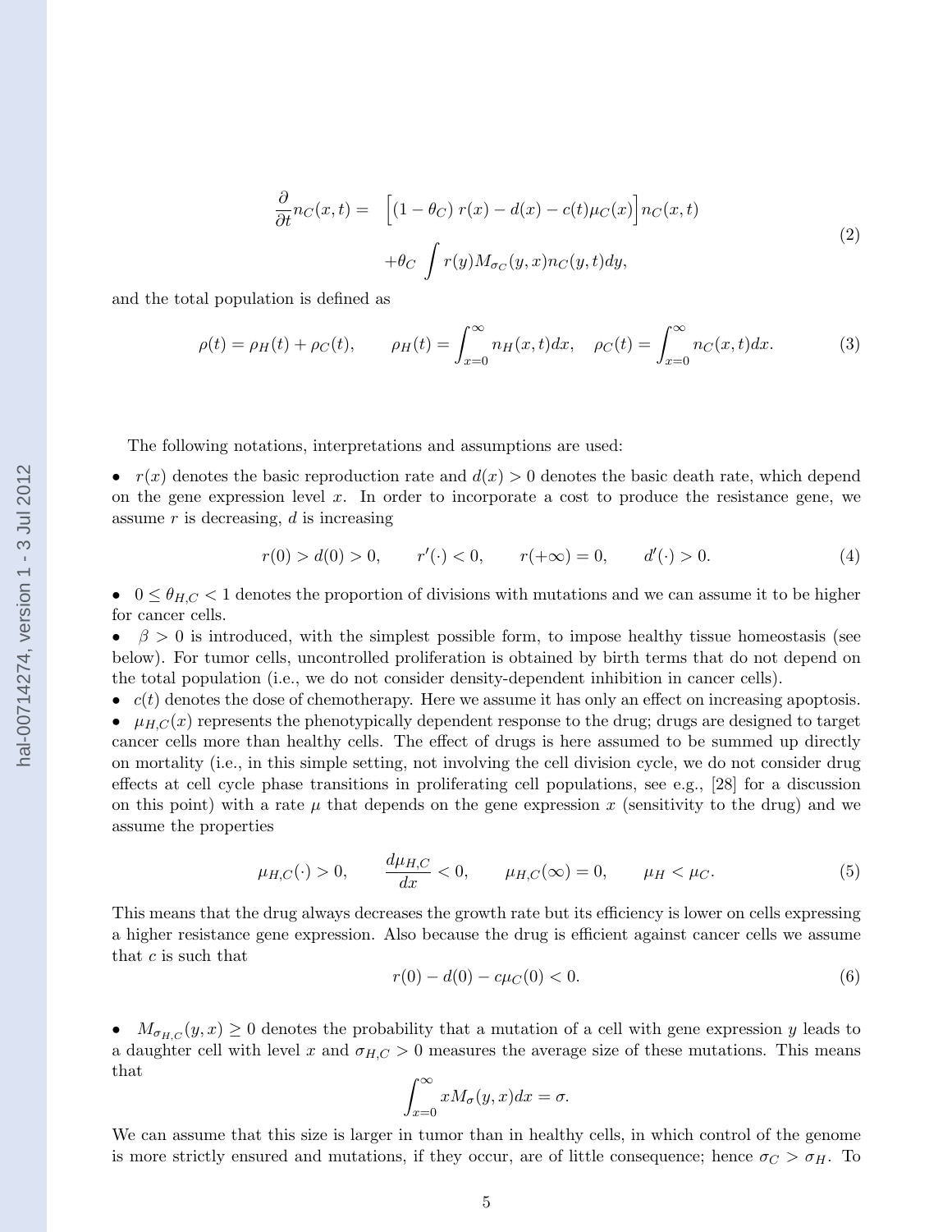$$
\begin{aligned}
\frac{\partial}{\partial t} n_C(x,t) = & \Big[(1-\theta_C)\, r(x) - d(x) - c(t)\mu_C(x)\Big] n_C(x,t) \\
& + \theta_C \int r(y) M_{\sigma_C}(y,x) n_C(y,t) dy,
\end{aligned}
\tag{2}
$$

and the total population is defined as

$$
\rho(t) = \rho_H(t) + \rho_C(t), \qquad \rho_H(t) = \int_{x=0}^{\infty} n_H(x,t) dx, \quad \rho_C(t) = \int_{x=0}^{\infty} n_C(x,t) dx. \tag{3}
$$

The following notations, interpretations and assumptions are used:

- $r(x)$ denotes the basic reproduction rate and $d(x) > 0$ denotes the basic death rate, which depend on the gene expression level $x$. In order to incorporate a cost to produce the resistance gene, we assume $r$ is decreasing, $d$ is increasing

$$
r(0) > d(0) > 0, \qquad r'(\cdot) < 0, \qquad r(+\infty) = 0, \qquad d'(\cdot) > 0. \tag{4}
$$

- $0 \leq \theta_{H,C} < 1$ denotes the proportion of divisions with mutations and we can assume it to be higher for cancer cells.
- $\beta > 0$ is introduced, with the simplest possible form, to impose healthy tissue homeostasis (see below). For tumor cells, uncontrolled proliferation is obtained by birth terms that do not depend on the total population (i.e., we do not consider density-dependent inhibition in cancer cells).
- $c(t)$ denotes the dose of chemotherapy. Here we assume it has only an effect on increasing apoptosis.
- $\mu_{H,C}(x)$ represents the phenotypically dependent response to the drug; drugs are designed to target cancer cells more than healthy cells. The effect of drugs is here assumed to be summed up directly on mortality (i.e., in this simple setting, not involving the cell division cycle, we do not consider drug effects at cell cycle phase transitions in proliferating cell populations, see e.g., [28] for a discussion on this point) with a rate $\mu$ that depends on the gene expression $x$ (sensitivity to the drug) and we assume the properties

$$
\mu_{H,C}(\cdot) > 0, \qquad \frac{d\mu_{H,C}}{dx} < 0, \qquad \mu_{H,C}(\infty) = 0, \qquad \mu_H < \mu_C. \tag{5}
$$

This means that the drug always decreases the growth rate but its efficiency is lower on cells expressing a higher resistance gene expression. Also because the drug is efficient against cancer cells we assume that $c$ is such that

$$
r(0) - d(0) - c\mu_C(0) < 0. \tag{6}
$$

- $M_{\sigma_{H,C}}(y,x) \geq 0$ denotes the probability that a mutation of a cell with gene expression $y$ leads to a daughter cell with level $x$ and $\sigma_{H,C} > 0$ measures the average size of these mutations. This means that

$$
\int_{x=0}^{\infty} x M_{\sigma}(y,x) dx = \sigma.
$$

We can assume that this size is larger in tumor than in healthy cells, in which control of the genome is more strictly ensured and mutations, if they occur, are of little consequence; hence $\sigma_C > \sigma_H$. To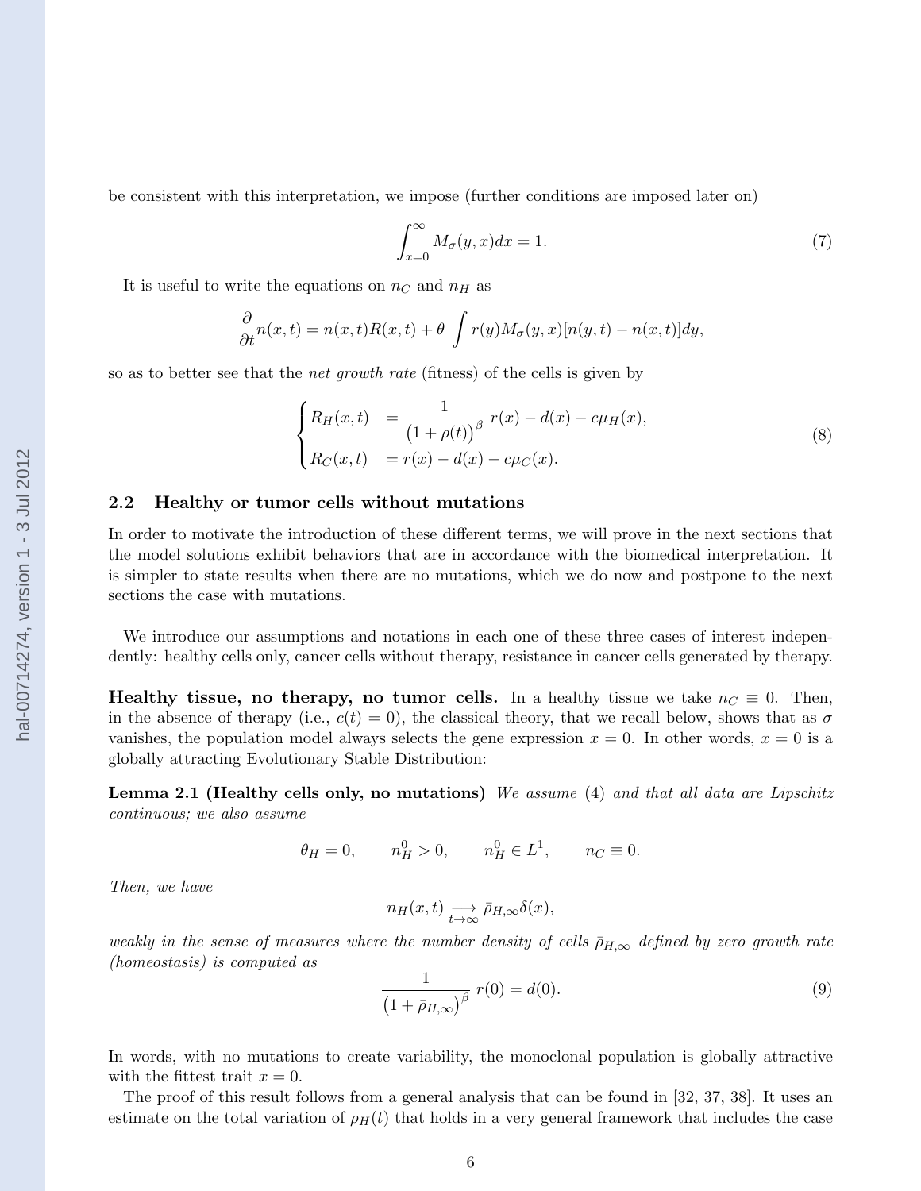be consistent with this interpretation, we impose (further conditions are imposed later on)

$$\int_{x=0}^{\infty} M_\sigma(y,x)dx = 1. \tag{7}$$

It is useful to write the equations on $n_C$ and $n_H$ as

$$\frac{\partial}{\partial t} n(x,t) = n(x,t)R(x,t) + \theta \int r(y)M_\sigma(y,x)[n(y,t) - n(x,t)]dy,$$

so as to better see that the *net growth rate* (fitness) of the cells is given by

$$\begin{cases} R_H(x,t) &= \dfrac{1}{\big(1+\rho(t)\big)^\beta}\, r(x) - d(x) - c\mu_H(x), \\ R_C(x,t) &= r(x) - d(x) - c\mu_C(x). \end{cases} \tag{8}$$

### 2.2 Healthy or tumor cells without mutations

In order to motivate the introduction of these different terms, we will prove in the next sections that the model solutions exhibit behaviors that are in accordance with the biomedical interpretation. It is simpler to state results when there are no mutations, which we do now and postpone to the next sections the case with mutations.

We introduce our assumptions and notations in each one of these three cases of interest independently: healthy cells only, cancer cells without therapy, resistance in cancer cells generated by therapy.

**Healthy tissue, no therapy, no tumor cells.** In a healthy tissue we take $n_C \equiv 0$. Then, in the absence of therapy (i.e., $c(t) = 0$), the classical theory, that we recall below, shows that as $\sigma$ vanishes, the population model always selects the gene expression $x = 0$. In other words, $x = 0$ is a globally attracting Evolutionary Stable Distribution:

**Lemma 2.1 (Healthy cells only, no mutations)** *We assume* (4) *and that all data are Lipschitz continuous; we also assume*

$$\theta_H = 0, \qquad n_H^0 > 0, \qquad n_H^0 \in L^1, \qquad n_C \equiv 0.$$

*Then, we have*

$$n_H(x,t) \underset{t\to\infty}{\longrightarrow} \bar\rho_{H,\infty}\delta(x),$$

*weakly in the sense of measures where the number density of cells $\bar\rho_{H,\infty}$ defined by zero growth rate (homeostasis) is computed as*

$$\frac{1}{\big(1+\bar\rho_{H,\infty}\big)^\beta}\, r(0) = d(0). \tag{9}$$

In words, with no mutations to create variability, the monoclonal population is globally attractive with the fittest trait $x = 0$.

The proof of this result follows from a general analysis that can be found in [32, 37, 38]. It uses an estimate on the total variation of $\rho_H(t)$ that holds in a very general framework that includes the case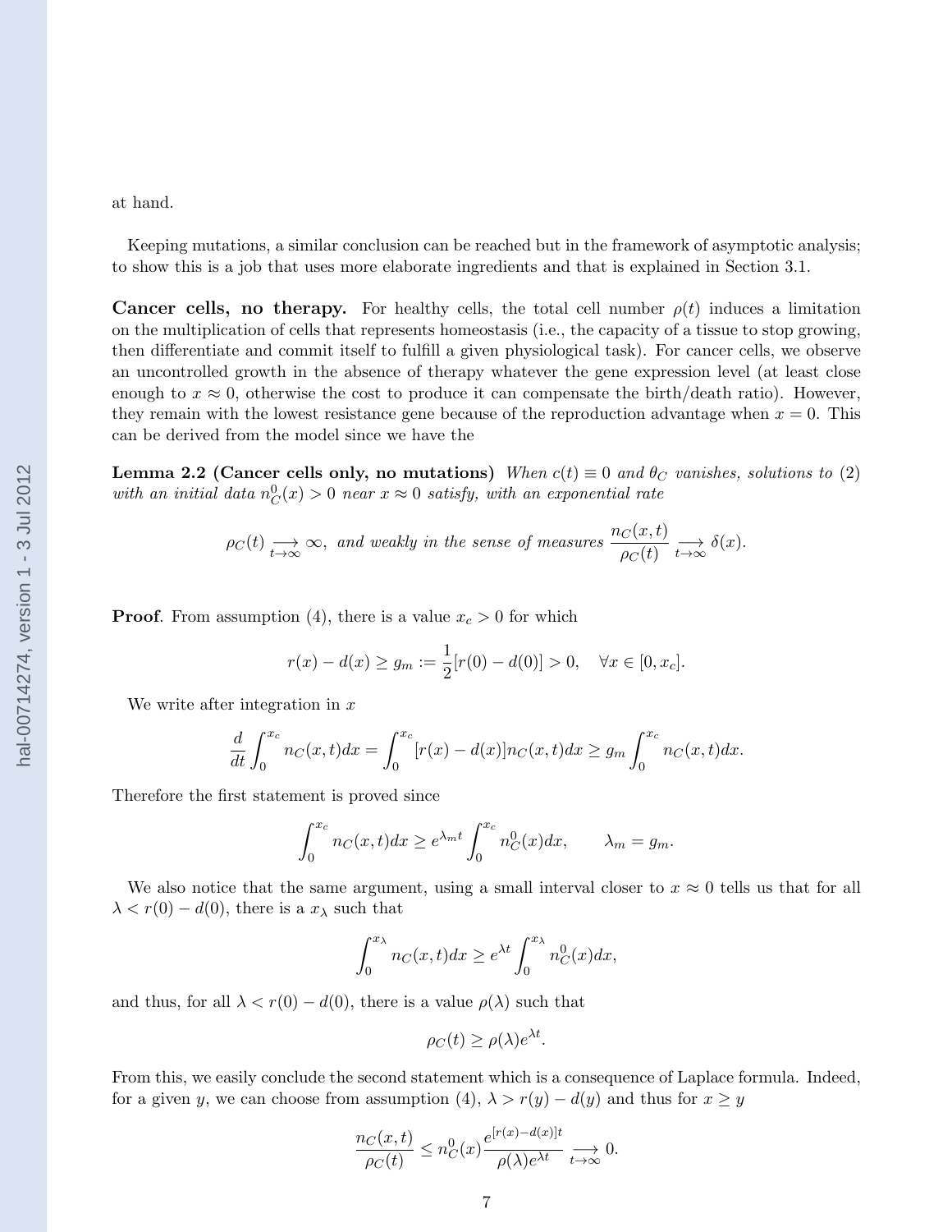at hand.

Keeping mutations, a similar conclusion can be reached but in the framework of asymptotic analysis; to show this is a job that uses more elaborate ingredients and that is explained in Section 3.1.

**Cancer cells, no therapy.** For healthy cells, the total cell number $\rho(t)$ induces a limitation on the multiplication of cells that represents homeostasis (i.e., the capacity of a tissue to stop growing, then differentiate and commit itself to fulfill a given physiological task). For cancer cells, we observe an uncontrolled growth in the absence of therapy whatever the gene expression level (at least close enough to $x \approx 0$, otherwise the cost to produce it can compensate the birth/death ratio). However, they remain with the lowest resistance gene because of the reproduction advantage when $x = 0$. This can be derived from the model since we have the

**Lemma 2.2 (Cancer cells only, no mutations)** *When $c(t) \equiv 0$ and $\theta_C$ vanishes, solutions to (2) with an initial data $n_C^0(x) > 0$ near $x \approx 0$ satisfy, with an exponential rate*

$$\rho_C(t) \underset{t\to\infty}{\longrightarrow} \infty, \text{ and weakly in the sense of measures } \frac{n_C(x,t)}{\rho_C(t)} \underset{t\to\infty}{\longrightarrow} \delta(x).$$

**Proof**. From assumption (4), there is a value $x_c > 0$ for which

$$r(x) - d(x) \geq g_m := \frac{1}{2}[r(0) - d(0)] > 0, \quad \forall x \in [0, x_c].$$

We write after integration in $x$

$$\frac{d}{dt}\int_0^{x_c} n_C(x,t)dx = \int_0^{x_c} [r(x) - d(x)] n_C(x,t)dx \geq g_m \int_0^{x_c} n_C(x,t)dx.$$

Therefore the first statement is proved since

$$\int_0^{x_c} n_C(x,t)dx \geq e^{\lambda_m t} \int_0^{x_c} n_C^0(x)dx, \qquad \lambda_m = g_m.$$

We also notice that the same argument, using a small interval closer to $x \approx 0$ tells us that for all $\lambda < r(0) - d(0)$, there is a $x_\lambda$ such that

$$\int_0^{x_\lambda} n_C(x,t)dx \geq e^{\lambda t} \int_0^{x_\lambda} n_C^0(x)dx,$$

and thus, for all $\lambda < r(0) - d(0)$, there is a value $\rho(\lambda)$ such that

$$\rho_C(t) \geq \rho(\lambda) e^{\lambda t}.$$

From this, we easily conclude the second statement which is a consequence of Laplace formula. Indeed, for a given $y$, we can choose from assumption (4), $\lambda > r(y) - d(y)$ and thus for $x \geq y$

$$\frac{n_C(x,t)}{\rho_C(t)} \leq n_C^0(x) \frac{e^{[r(x)-d(x)]t}}{\rho(\lambda)e^{\lambda t}} \underset{t\to\infty}{\longrightarrow} 0.$$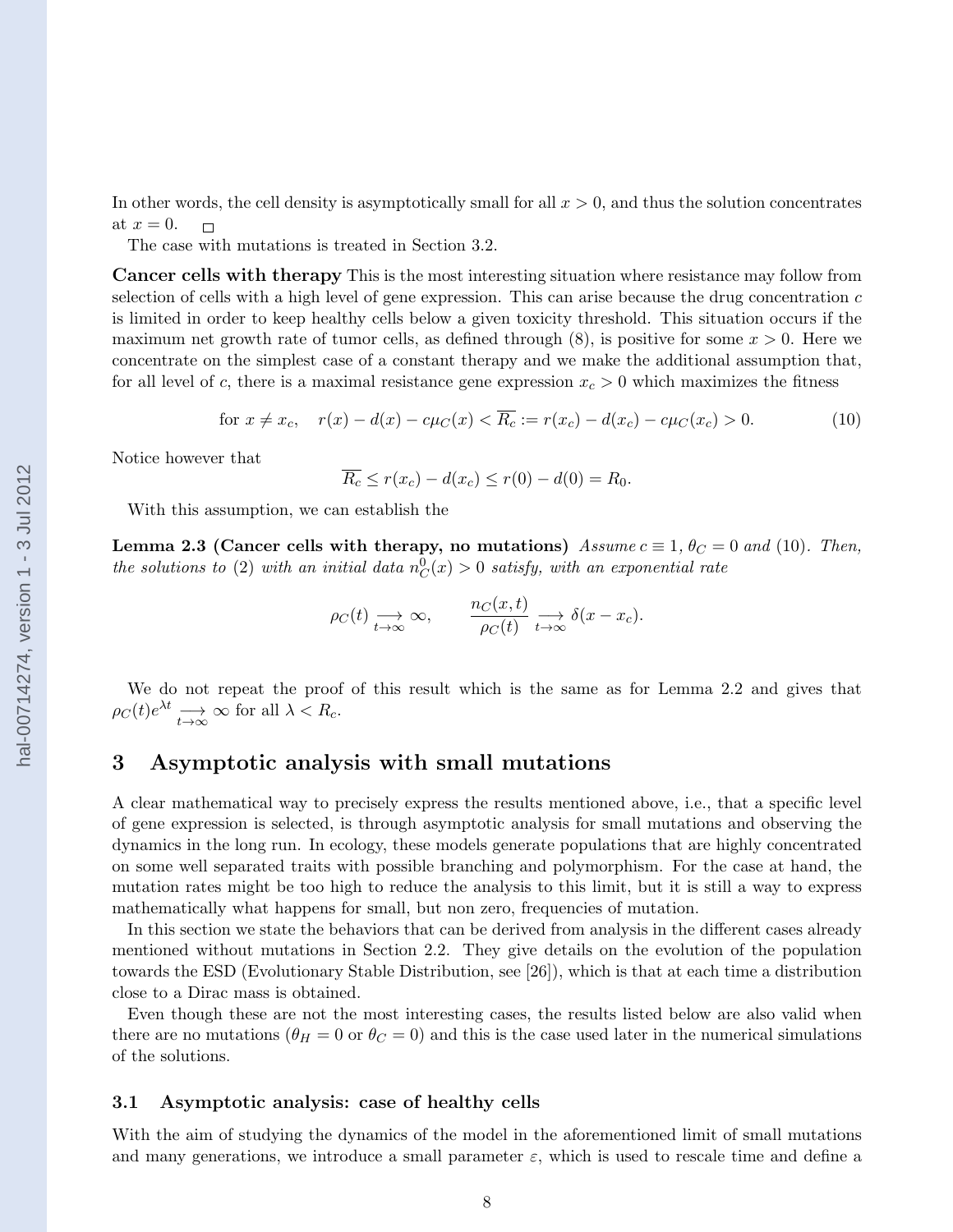In other words, the cell density is asymptotically small for all $x > 0$, and thus the solution concentrates at $x = 0$. $\square$

The case with mutations is treated in Section 3.2.

**Cancer cells with therapy** This is the most interesting situation where resistance may follow from selection of cells with a high level of gene expression. This can arise because the drug concentration $c$ is limited in order to keep healthy cells below a given toxicity threshold. This situation occurs if the maximum net growth rate of tumor cells, as defined through (8), is positive for some $x > 0$. Here we concentrate on the simplest case of a constant therapy and we make the additional assumption that, for all level of $c$, there is a maximal resistance gene expression $x_c > 0$ which maximizes the fitness

$$\text{for } x \neq x_c, \quad r(x) - d(x) - c\mu_C(x) < \overline{R_c} := r(x_c) - d(x_c) - c\mu_C(x_c) > 0. \tag{10}$$

Notice however that

$$\overline{R_c} \leq r(x_c) - d(x_c) \leq r(0) - d(0) = R_0.$$

With this assumption, we can establish the

**Lemma 2.3 (Cancer cells with therapy, no mutations)** *Assume $c \equiv 1$, $\theta_C = 0$ and (10). Then, the solutions to (2) with an initial data $n_C^0(x) > 0$ satisfy, with an exponential rate*

$$\rho_C(t) \underset{t\to\infty}{\longrightarrow} \infty, \qquad \frac{n_C(x,t)}{\rho_C(t)} \underset{t\to\infty}{\longrightarrow} \delta(x - x_c).$$

We do not repeat the proof of this result which is the same as for Lemma 2.2 and gives that $\rho_C(t)e^{\lambda t} \underset{t\to\infty}{\longrightarrow} \infty$ for all $\lambda < R_c$.

# 3 Asymptotic analysis with small mutations

A clear mathematical way to precisely express the results mentioned above, i.e., that a specific level of gene expression is selected, is through asymptotic analysis for small mutations and observing the dynamics in the long run. In ecology, these models generate populations that are highly concentrated on some well separated traits with possible branching and polymorphism. For the case at hand, the mutation rates might be too high to reduce the analysis to this limit, but it is still a way to express mathematically what happens for small, but non zero, frequencies of mutation.

In this section we state the behaviors that can be derived from analysis in the different cases already mentioned without mutations in Section 2.2. They give details on the evolution of the population towards the ESD (Evolutionary Stable Distribution, see [26]), which is that at each time a distribution close to a Dirac mass is obtained.

Even though these are not the most interesting cases, the results listed below are also valid when there are no mutations ($\theta_H = 0$ or $\theta_C = 0$) and this is the case used later in the numerical simulations of the solutions.

## 3.1 Asymptotic analysis: case of healthy cells

With the aim of studying the dynamics of the model in the aforementioned limit of small mutations and many generations, we introduce a small parameter $\varepsilon$, which is used to rescale time and define a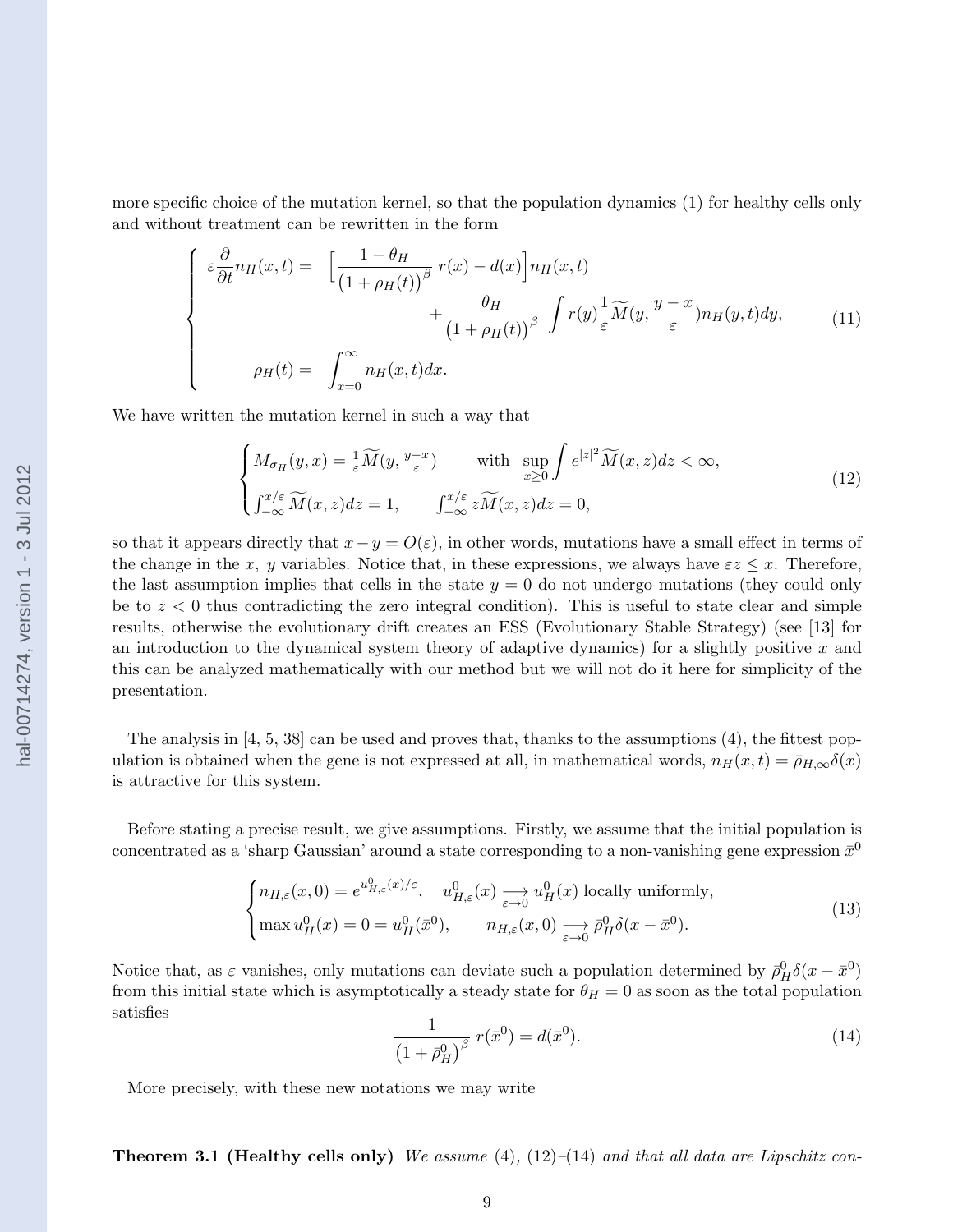more specific choice of the mutation kernel, so that the population dynamics (1) for healthy cells only and without treatment can be rewritten in the form

$$
\begin{cases}
\varepsilon \dfrac{\partial}{\partial t} n_H(x,t) = & \Big[ \dfrac{1-\theta_H}{\big(1+\rho_H(t)\big)^\beta}\, r(x) - d(x) \Big] n_H(x,t) \\
& \qquad\qquad + \dfrac{\theta_H}{\big(1+\rho_H(t)\big)^\beta} \displaystyle\int r(y) \frac{1}{\varepsilon} \widetilde{M}(y, \frac{y-x}{\varepsilon}) n_H(y,t) dy, \\
\qquad \rho_H(t) = & \displaystyle\int_{x=0}^{\infty} n_H(x,t) dx.
\end{cases}
\tag{11}
$$

We have written the mutation kernel in such a way that

$$
\begin{cases}
M_{\sigma_H}(y,x) = \frac{1}{\varepsilon} \widetilde{M}(y, \frac{y-x}{\varepsilon}) \qquad \text{with } \displaystyle\sup_{x\geq 0} \int e^{|z|^2} \widetilde{M}(x,z) dz < \infty, \\
\int_{-\infty}^{x/\varepsilon} \widetilde{M}(x,z) dz = 1, \qquad \int_{-\infty}^{x/\varepsilon} z \widetilde{M}(x,z) dz = 0,
\end{cases}
\tag{12}
$$

so that it appears directly that $x - y = O(\varepsilon)$, in other words, mutations have a small effect in terms of the change in the $x$, $y$ variables. Notice that, in these expressions, we always have $\varepsilon z \leq x$. Therefore, the last assumption implies that cells in the state $y = 0$ do not undergo mutations (they could only be to $z < 0$ thus contradicting the zero integral condition). This is useful to state clear and simple results, otherwise the evolutionary drift creates an ESS (Evolutionary Stable Strategy) (see [13] for an introduction to the dynamical system theory of adaptive dynamics) for a slightly positive $x$ and this can be analyzed mathematically with our method but we will not do it here for simplicity of the presentation.

The analysis in [4, 5, 38] can be used and proves that, thanks to the assumptions (4), the fittest population is obtained when the gene is not expressed at all, in mathematical words, $n_H(x,t) = \bar{\rho}_{H,\infty}\delta(x)$ is attractive for this system.

Before stating a precise result, we give assumptions. Firstly, we assume that the initial population is concentrated as a 'sharp Gaussian' around a state corresponding to a non-vanishing gene expression $\bar{x}^0$

$$
\begin{cases}
n_{H,\varepsilon}(x,0) = e^{u^0_{H,\varepsilon}(x)/\varepsilon}, \quad u^0_{H,\varepsilon}(x) \underset{\varepsilon\to 0}{\longrightarrow} u^0_H(x) \text{ locally uniformly}, \\
\max u^0_H(x) = 0 = u^0_H(\bar{x}^0), \qquad n_{H,\varepsilon}(x,0) \underset{\varepsilon\to 0}{\longrightarrow} \bar{\rho}^0_H \delta(x - \bar{x}^0).
\end{cases}
\tag{13}
$$

Notice that, as $\varepsilon$ vanishes, only mutations can deviate such a population determined by $\bar{\rho}^0_H\delta(x - \bar{x}^0)$ from this initial state which is asymptotically a steady state for $\theta_H = 0$ as soon as the total population satisfies

$$
\frac{1}{\big(1+\bar{\rho}^0_H\big)^\beta}\, r(\bar{x}^0) = d(\bar{x}^0).
\tag{14}
$$

More precisely, with these new notations we may write

**Theorem 3.1 (Healthy cells only)** *We assume* (4), (12)–(14) *and that all data are Lipschitz con-*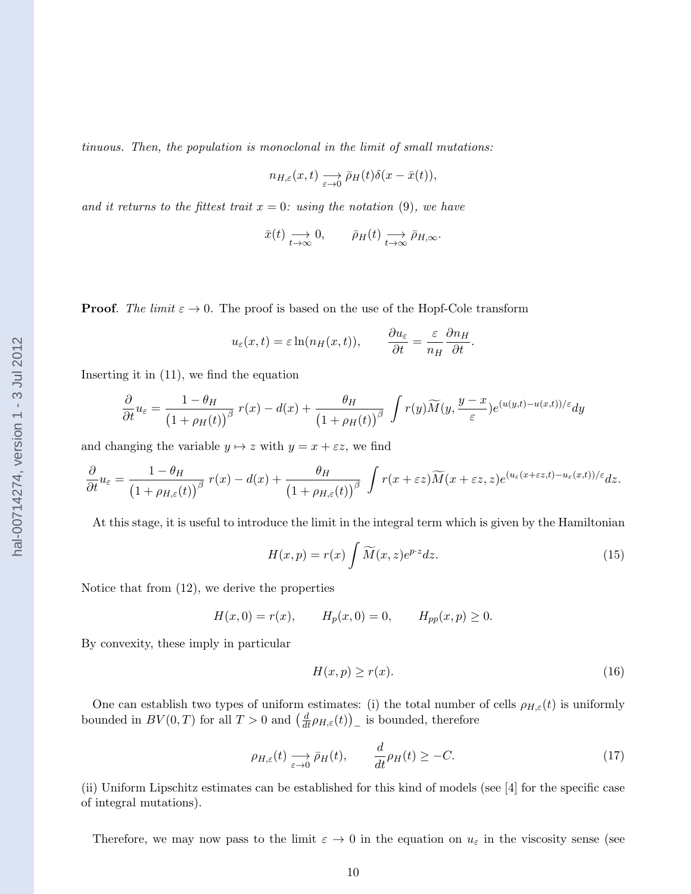*tinuous. Then, the population is monoclonal in the limit of small mutations:*

$$n_{H,\varepsilon}(x,t) \underset{\varepsilon\to 0}{\longrightarrow} \bar\rho_H(t)\delta(x-\bar x(t)),$$

*and it returns to the fittest trait $x = 0$: using the notation* (9)*, we have*

$$\bar x(t) \underset{t\to\infty}{\longrightarrow} 0, \qquad \bar\rho_H(t) \underset{t\to\infty}{\longrightarrow} \bar\rho_{H,\infty}.$$

**Proof**. *The limit $\varepsilon \to 0$.* The proof is based on the use of the Hopf-Cole transform

$$u_\varepsilon(x,t) = \varepsilon \ln(n_H(x,t)), \qquad \frac{\partial u_\varepsilon}{\partial t} = \frac{\varepsilon}{n_H}\frac{\partial n_H}{\partial t}.$$

Inserting it in (11), we find the equation

$$\frac{\partial}{\partial t}u_\varepsilon = \frac{1-\theta_H}{\big(1+\rho_H(t)\big)^\beta}\, r(x) - d(x) + \frac{\theta_H}{\big(1+\rho_H(t)\big)^\beta}\int r(y)\widetilde{M}(y,\frac{y-x}{\varepsilon})e^{(u(y,t)-u(x,t))/\varepsilon}dy$$

and changing the variable $y \mapsto z$ with $y = x + \varepsilon z$, we find

$$\frac{\partial}{\partial t}u_\varepsilon = \frac{1-\theta_H}{\big(1+\rho_{H,\varepsilon}(t)\big)^\beta}\, r(x) - d(x) + \frac{\theta_H}{\big(1+\rho_{H,\varepsilon}(t)\big)^\beta}\int r(x+\varepsilon z)\widetilde{M}(x+\varepsilon z,z)e^{(u_\varepsilon(x+\varepsilon z,t)-u_\varepsilon(x,t))/\varepsilon}dz.$$

At this stage, it is useful to introduce the limit in the integral term which is given by the Hamiltonian

$$H(x,p) = r(x)\int \widetilde{M}(x,z)e^{p\cdot z}dz. \tag{15}$$

Notice that from (12), we derive the properties

$$H(x,0) = r(x), \qquad H_p(x,0) = 0, \qquad H_{pp}(x,p) \geq 0.$$

By convexity, these imply in particular

$$H(x,p) \geq r(x). \tag{16}$$

One can establish two types of uniform estimates: (i) the total number of cells $\rho_{H,\varepsilon}(t)$ is uniformly bounded in $BV(0,T)$ for all $T > 0$ and $\big(\frac{d}{dt}\rho_{H,\varepsilon}(t)\big)_-$ is bounded, therefore

$$\rho_{H,\varepsilon}(t) \underset{\varepsilon\to 0}{\longrightarrow} \bar\rho_H(t), \qquad \frac{d}{dt}\rho_H(t) \geq -C. \tag{17}$$

(ii) Uniform Lipschitz estimates can be established for this kind of models (see [4] for the specific case of integral mutations).

Therefore, we may now pass to the limit $\varepsilon \to 0$ in the equation on $u_\varepsilon$ in the viscosity sense (see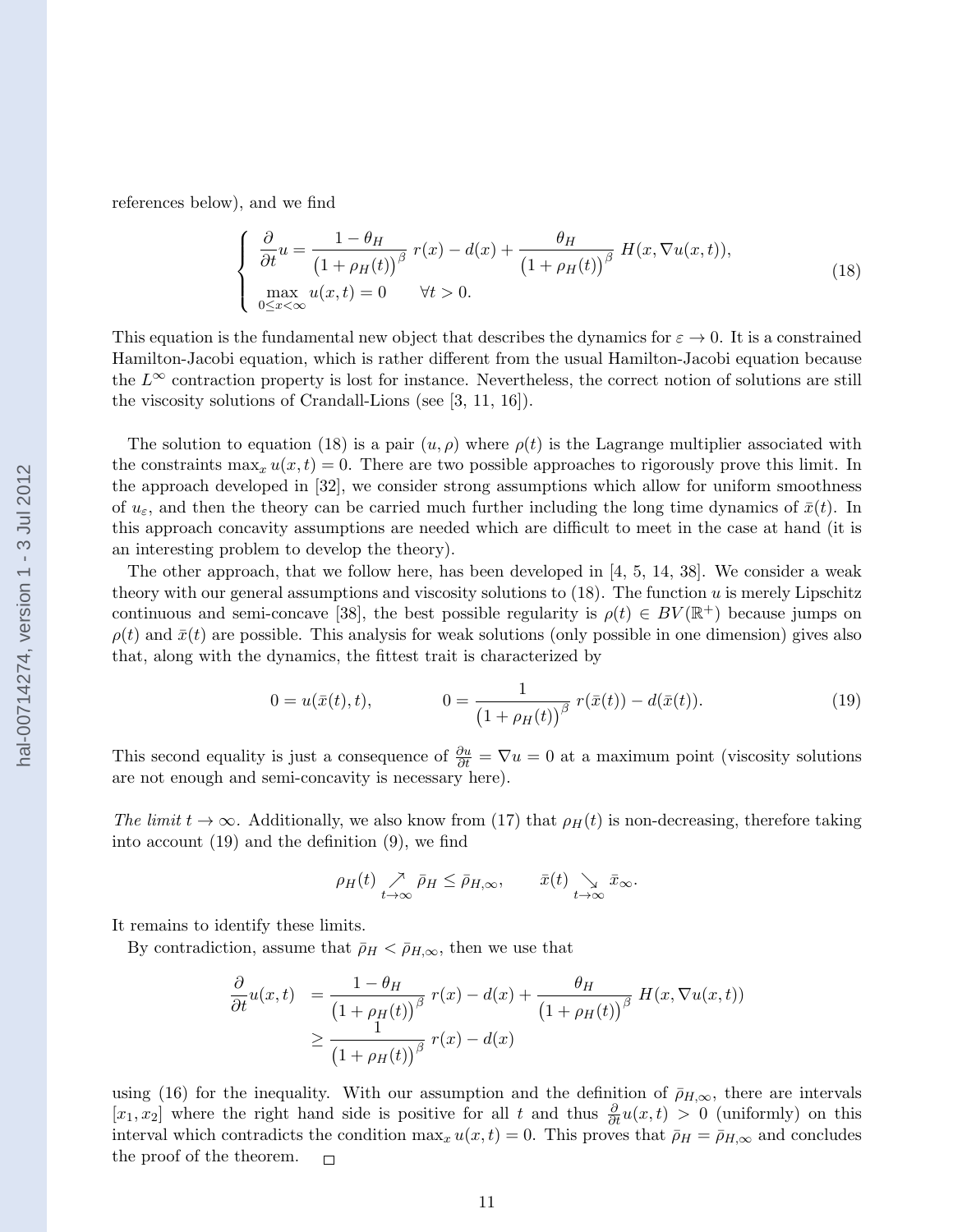references below), and we find

$$
\begin{cases} \dfrac{\partial}{\partial t} u = \dfrac{1-\theta_H}{\big(1+\rho_H(t)\big)^\beta}\, r(x) - d(x) + \dfrac{\theta_H}{\big(1+\rho_H(t)\big)^\beta}\, H(x, \nabla u(x,t)), \\ \max\limits_{0 \le x < \infty} u(x,t) = 0 \qquad \forall t > 0. \end{cases} \tag{18}
$$

This equation is the fundamental new object that describes the dynamics for $\varepsilon \to 0$. It is a constrained Hamilton-Jacobi equation, which is rather different from the usual Hamilton-Jacobi equation because the $L^\infty$ contraction property is lost for instance. Nevertheless, the correct notion of solutions are still the viscosity solutions of Crandall-Lions (see [3, 11, 16]).

The solution to equation (18) is a pair $(u, \rho)$ where $\rho(t)$ is the Lagrange multiplier associated with the constraints $\max_x u(x,t) = 0$. There are two possible approaches to rigorously prove this limit. In the approach developed in [32], we consider strong assumptions which allow for uniform smoothness of $u_\varepsilon$, and then the theory can be carried much further including the long time dynamics of $\bar{x}(t)$. In this approach concavity assumptions are needed which are difficult to meet in the case at hand (it is an interesting problem to develop the theory).

The other approach, that we follow here, has been developed in [4, 5, 14, 38]. We consider a weak theory with our general assumptions and viscosity solutions to (18). The function $u$ is merely Lipschitz continuous and semi-concave [38], the best possible regularity is $\rho(t) \in BV(\mathbb{R}^+)$ because jumps on $\rho(t)$ and $\bar{x}(t)$ are possible. This analysis for weak solutions (only possible in one dimension) gives also that, along with the dynamics, the fittest trait is characterized by

$$
0 = u(\bar{x}(t), t), \qquad\qquad 0 = \frac{1}{\big(1+\rho_H(t)\big)^\beta}\, r(\bar{x}(t)) - d(\bar{x}(t)). \tag{19}
$$

This second equality is just a consequence of $\frac{\partial u}{\partial t} = \nabla u = 0$ at a maximum point (viscosity solutions are not enough and semi-concavity is necessary here).

*The limit $t \to \infty$.* Additionally, we also know from (17) that $\rho_H(t)$ is non-decreasing, therefore taking into account (19) and the definition (9), we find

$$
\rho_H(t) \underset{t\to\infty}{\nearrow} \bar{\rho}_H \le \bar{\rho}_{H,\infty}, \qquad \bar{x}(t) \underset{t\to\infty}{\searrow} \bar{x}_\infty.
$$

It remains to identify these limits.

By contradiction, assume that $\bar{\rho}_H < \bar{\rho}_{H,\infty}$, then we use that

$$
\begin{aligned} \frac{\partial}{\partial t} u(x,t) &= \frac{1-\theta_H}{\big(1+\rho_H(t)\big)^\beta}\, r(x) - d(x) + \frac{\theta_H}{\big(1+\rho_H(t)\big)^\beta}\, H(x, \nabla u(x,t)) \\ &\ge \frac{1}{\big(1+\rho_H(t)\big)^\beta}\, r(x) - d(x) \end{aligned}
$$

using (16) for the inequality. With our assumption and the definition of $\bar{\rho}_{H,\infty}$, there are intervals $[x_1, x_2]$ where the right hand side is positive for all $t$ and thus $\frac{\partial}{\partial t} u(x,t) > 0$ (uniformly) on this interval which contradicts the condition $\max_x u(x,t) = 0$. This proves that $\bar{\rho}_H = \bar{\rho}_{H,\infty}$ and concludes the proof of the theorem. $\square$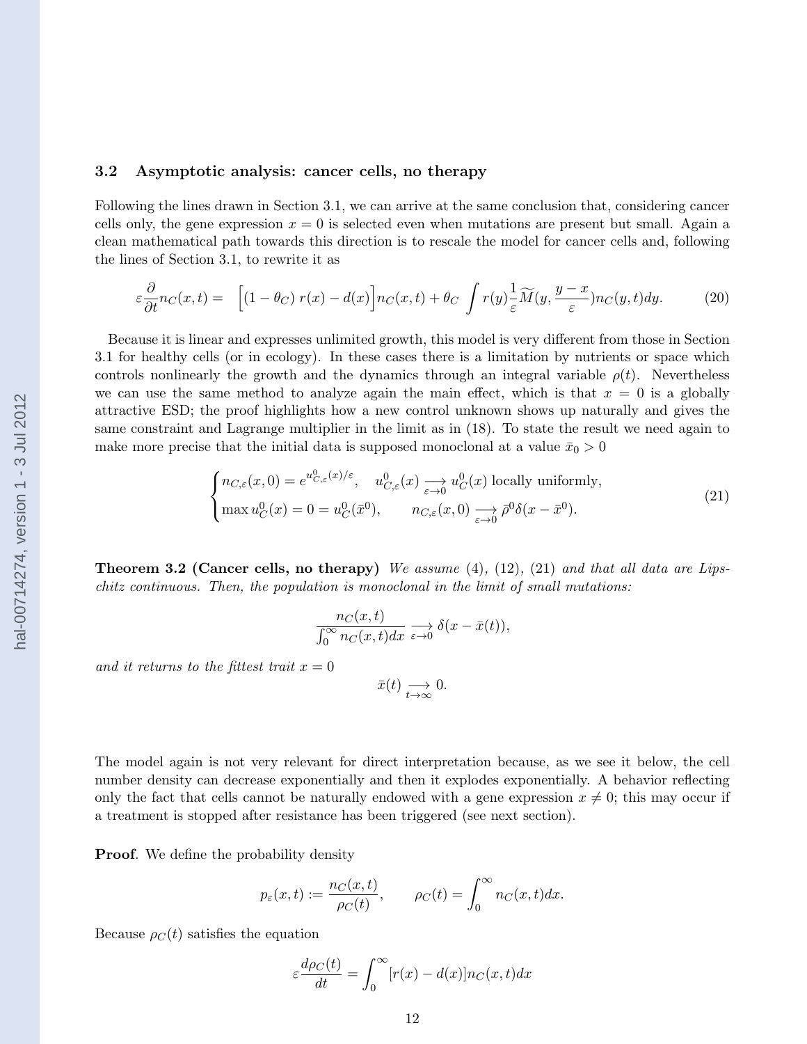### 3.2 Asymptotic analysis: cancer cells, no therapy

Following the lines drawn in Section 3.1, we can arrive at the same conclusion that, considering cancer cells only, the gene expression $x = 0$ is selected even when mutations are present but small. Again a clean mathematical path towards this direction is to rescale the model for cancer cells and, following the lines of Section 3.1, to rewrite it as

$$\varepsilon \frac{\partial}{\partial t} n_C(x,t) = \Big[(1-\theta_C)\, r(x) - d(x)\Big] n_C(x,t) + \theta_C \int r(y) \frac{1}{\varepsilon} \widetilde{M}(y, \frac{y-x}{\varepsilon}) n_C(y,t) dy. \tag{20}$$

Because it is linear and expresses unlimited growth, this model is very different from those in Section 3.1 for healthy cells (or in ecology). In these cases there is a limitation by nutrients or space which controls nonlinearly the growth and the dynamics through an integral variable $\rho(t)$. Nevertheless we can use the same method to analyze again the main effect, which is that $x = 0$ is a globally attractive ESD; the proof highlights how a new control unknown shows up naturally and gives the same constraint and Lagrange multiplier in the limit as in (18). To state the result we need again to make more precise that the initial data is supposed monoclonal at a value $\bar{x}_0 > 0$

$$\begin{cases} n_{C,\varepsilon}(x,0) = e^{u^0_{C,\varepsilon}(x)/\varepsilon}, \quad u^0_{C,\varepsilon}(x) \underset{\varepsilon \to 0}{\longrightarrow} u^0_C(x) \text{ locally uniformly}, \\ \max u^0_C(x) = 0 = u^0_C(\bar{x}^0), \qquad n_{C,\varepsilon}(x,0) \underset{\varepsilon \to 0}{\longrightarrow} \bar{\rho}^0 \delta(x - \bar{x}^0). \end{cases} \tag{21}$$

**Theorem 3.2 (Cancer cells, no therapy)** *We assume* (4), (12), (21) *and that all data are Lipschitz continuous. Then, the population is monoclonal in the limit of small mutations:*

$$\frac{n_C(x,t)}{\int_0^\infty n_C(x,t)dx} \underset{\varepsilon \to 0}{\longrightarrow} \delta(x - \bar{x}(t)),$$

*and it returns to the fittest trait $x = 0$*

$$\bar{x}(t) \underset{t \to \infty}{\longrightarrow} 0.$$

The model again is not very relevant for direct interpretation because, as we see it below, the cell number density can decrease exponentially and then it explodes exponentially. A behavior reflecting only the fact that cells cannot be naturally endowed with a gene expression $x \neq 0$; this may occur if a treatment is stopped after resistance has been triggered (see next section).

**Proof**. We define the probability density

$$p_\varepsilon(x,t) := \frac{n_C(x,t)}{\rho_C(t)}, \qquad \rho_C(t) = \int_0^\infty n_C(x,t)dx.$$

Because $\rho_C(t)$ satisfies the equation

$$\varepsilon \frac{d\rho_C(t)}{dt} = \int_0^\infty [r(x) - d(x)] n_C(x,t) dx$$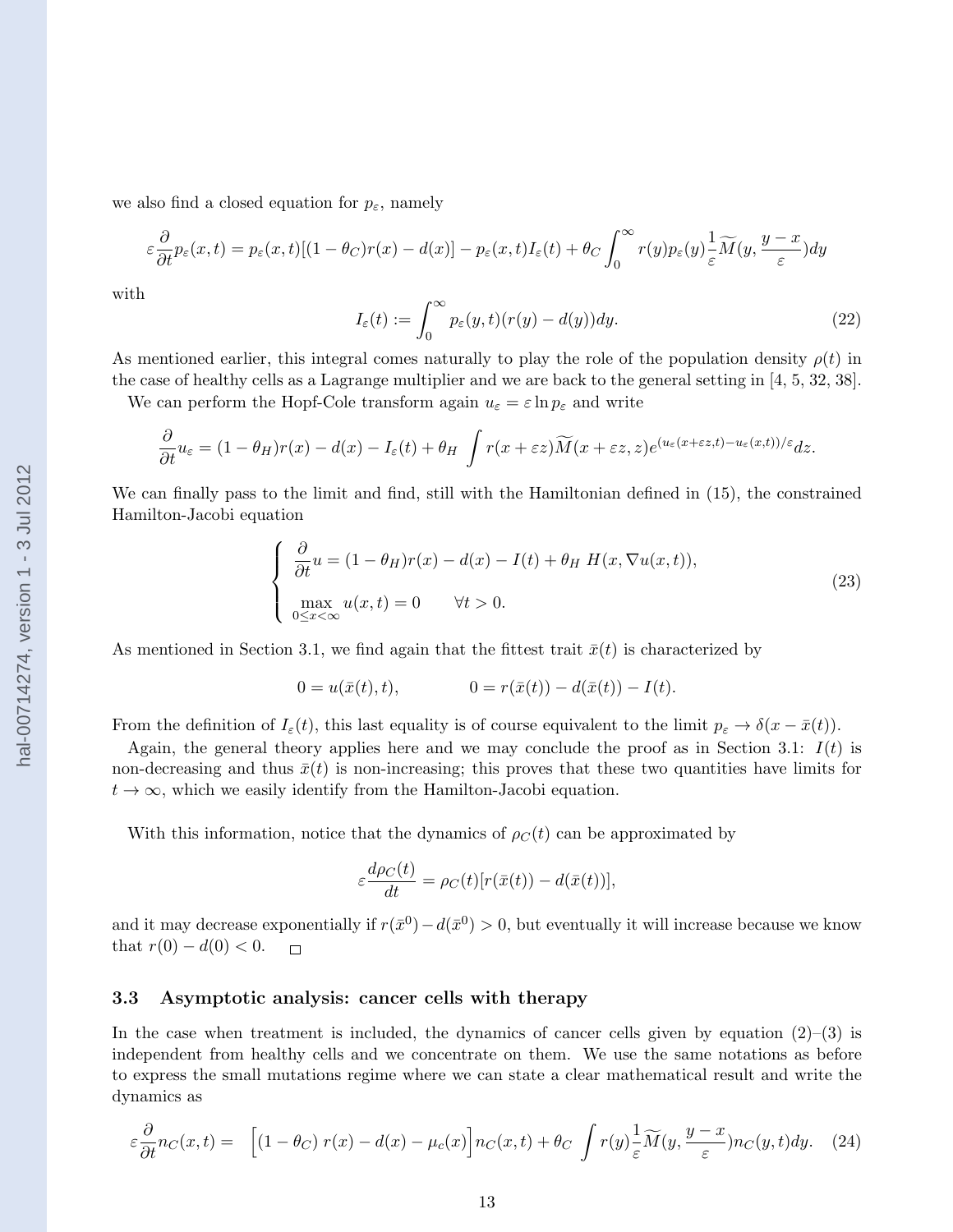we also find a closed equation for $p_\varepsilon$, namely

$$\varepsilon \frac{\partial}{\partial t} p_\varepsilon(x,t) = p_\varepsilon(x,t)[(1-\theta_C)r(x) - d(x)] - p_\varepsilon(x,t) I_\varepsilon(t) + \theta_C \int_0^\infty r(y) p_\varepsilon(y) \frac{1}{\varepsilon} \widetilde{M}(y, \frac{y-x}{\varepsilon}) dy$$

with

$$I_\varepsilon(t) := \int_0^\infty p_\varepsilon(y,t)(r(y) - d(y)) dy. \tag{22}$$

As mentioned earlier, this integral comes naturally to play the role of the population density $\rho(t)$ in the case of healthy cells as a Lagrange multiplier and we are back to the general setting in [4, 5, 32, 38].

We can perform the Hopf-Cole transform again $u_\varepsilon = \varepsilon \ln p_\varepsilon$ and write

$$\frac{\partial}{\partial t} u_\varepsilon = (1-\theta_H) r(x) - d(x) - I_\varepsilon(t) + \theta_H \int r(x + \varepsilon z) \widetilde{M}(x + \varepsilon z, z) e^{(u_\varepsilon(x+\varepsilon z, t) - u_\varepsilon(x,t))/\varepsilon} dz.$$

We can finally pass to the limit and find, still with the Hamiltonian defined in (15), the constrained Hamilton-Jacobi equation

$$\begin{cases} \dfrac{\partial}{\partial t} u = (1-\theta_H) r(x) - d(x) - I(t) + \theta_H \; H(x, \nabla u(x,t)), \\[2ex] \displaystyle\max_{0 \le x < \infty} u(x,t) = 0 \qquad \forall t > 0. \end{cases} \tag{23}$$

As mentioned in Section 3.1, we find again that the fittest trait $\bar{x}(t)$ is characterized by

$$0 = u(\bar{x}(t), t), \qquad\qquad 0 = r(\bar{x}(t)) - d(\bar{x}(t)) - I(t).$$

From the definition of $I_\varepsilon(t)$, this last equality is of course equivalent to the limit $p_\varepsilon \to \delta(x - \bar{x}(t))$.

Again, the general theory applies here and we may conclude the proof as in Section 3.1: $I(t)$ is non-decreasing and thus $\bar{x}(t)$ is non-increasing; this proves that these two quantities have limits for $t \to \infty$, which we easily identify from the Hamilton-Jacobi equation.

With this information, notice that the dynamics of $\rho_C(t)$ can be approximated by

$$\varepsilon \frac{d\rho_C(t)}{dt} = \rho_C(t)[r(\bar{x}(t)) - d(\bar{x}(t))],$$

and it may decrease exponentially if $r(\bar{x}^0) - d(\bar{x}^0) > 0$, but eventually it will increase because we know that $r(0) - d(0) < 0$. □

### 3.3 Asymptotic analysis: cancer cells with therapy

In the case when treatment is included, the dynamics of cancer cells given by equation (2)–(3) is independent from healthy cells and we concentrate on them. We use the same notations as before to express the small mutations regime where we can state a clear mathematical result and write the dynamics as

$$\varepsilon \frac{\partial}{\partial t} n_C(x,t) = \Big[(1-\theta_C)\, r(x) - d(x) - \mu_c(x)\Big] n_C(x,t) + \theta_C \int r(y) \frac{1}{\varepsilon} \widetilde{M}(y, \frac{y-x}{\varepsilon}) n_C(y,t) dy. \tag{24}$$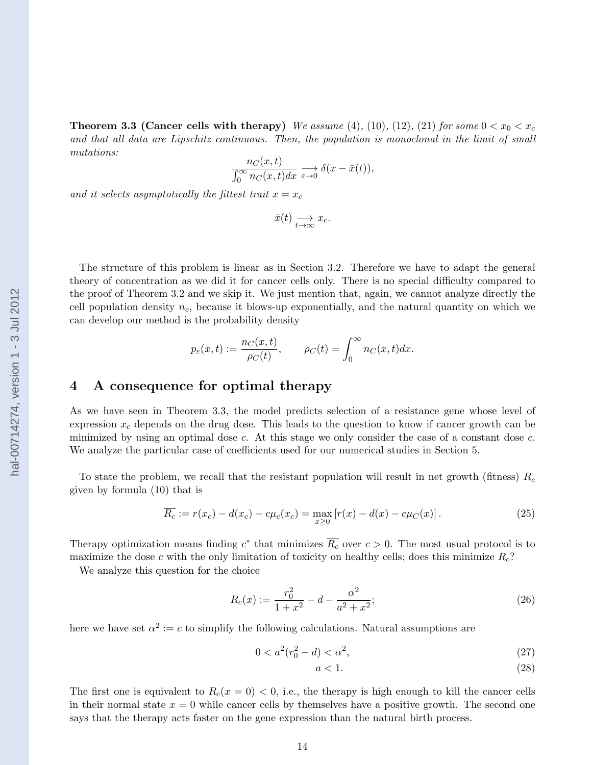**Theorem 3.3 (Cancer cells with therapy)** *We assume* (4), (10), (12), (21) *for some* $0 < x_0 < x_c$ *and that all data are Lipschitz continuous. Then, the population is monoclonal in the limit of small mutations:*

$$\frac{n_C(x,t)}{\int_0^\infty n_C(x,t)dx} \underset{\varepsilon \to 0}{\longrightarrow} \delta(x - \bar{x}(t)),$$

*and it selects asymptotically the fittest trait* $x = x_c$

$$\bar{x}(t) \underset{t \to \infty}{\longrightarrow} x_c.$$

The structure of this problem is linear as in Section 3.2. Therefore we have to adapt the general theory of concentration as we did it for cancer cells only. There is no special difficulty compared to the proof of Theorem 3.2 and we skip it. We just mention that, again, we cannot analyze directly the cell population density $n_c$, because it blows-up exponentially, and the natural quantity on which we can develop our method is the probability density

$$p_\varepsilon(x,t) := \frac{n_C(x,t)}{\rho_C(t)}, \qquad \rho_C(t) = \int_0^\infty n_C(x,t)dx.$$

# 4 A consequence for optimal therapy

As we have seen in Theorem 3.3, the model predicts selection of a resistance gene whose level of expression $x_c$ depends on the drug dose. This leads to the question to know if cancer growth can be minimized by using an optimal dose $c$. At this stage we only consider the case of a constant dose $c$. We analyze the particular case of coefficients used for our numerical studies in Section 5.

To state the problem, we recall that the resistant population will result in net growth (fitness) $R_c$ given by formula (10) that is

$$\overline{R_c} := r(x_c) - d(x_c) - c\mu_c(x_c) = \max_{x \geq 0} \left[ r(x) - d(x) - c\mu_C(x) \right]. \tag{25}$$

Therapy optimization means finding $c^*$ that minimizes $\overline{R_c}$ over $c > 0$. The most usual protocol is to maximize the dose $c$ with the only limitation of toxicity on healthy cells; does this minimize $R_c$?

We analyze this question for the choice

$$R_c(x) := \frac{r_0^2}{1+x^2} - d - \frac{\alpha^2}{a^2 + x^2}; \tag{26}$$

here we have set $\alpha^2 := c$ to simplify the following calculations. Natural assumptions are

$$0 < a^2(r_0^2 - d) < \alpha^2, \tag{27}$$

$$a < 1. \tag{28}$$

The first one is equivalent to $R_c(x = 0) < 0$, i.e., the therapy is high enough to kill the cancer cells in their normal state $x = 0$ while cancer cells by themselves have a positive growth. The second one says that the therapy acts faster on the gene expression than the natural birth process.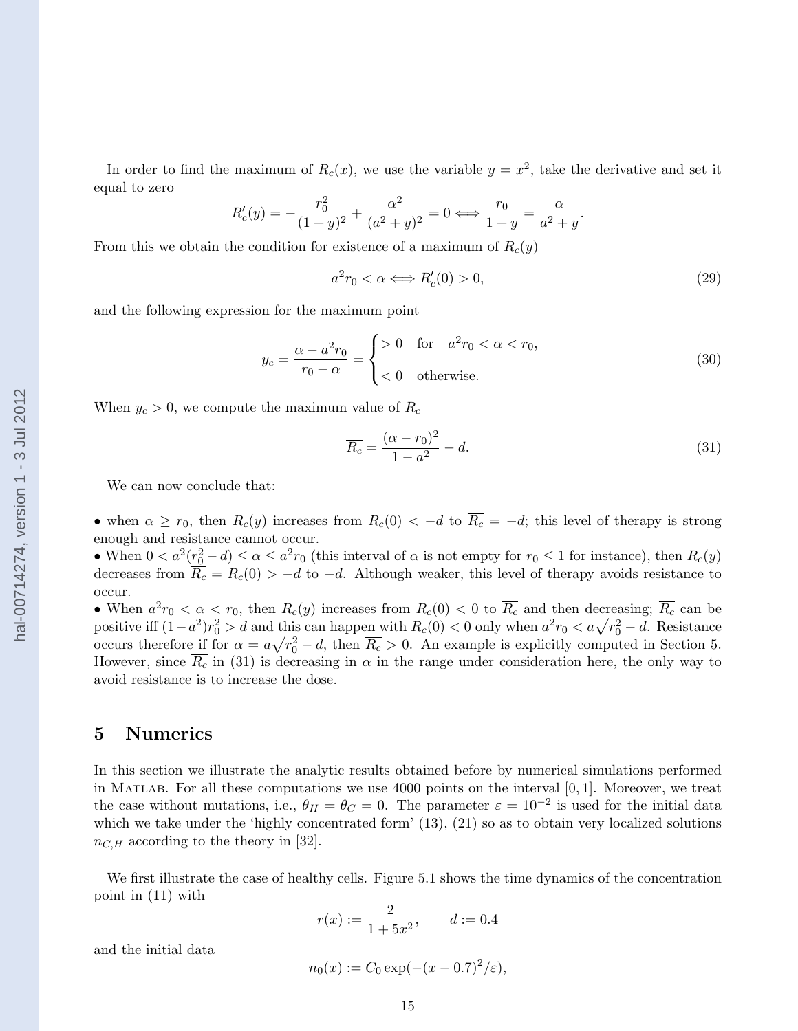In order to find the maximum of $R_c(x)$, we use the variable $y = x^2$, take the derivative and set it equal to zero

$$R'_c(y) = -\frac{r_0^2}{(1+y)^2} + \frac{\alpha^2}{(a^2+y)^2} = 0 \Longleftrightarrow \frac{r_0}{1+y} = \frac{\alpha}{a^2+y}.$$

From this we obtain the condition for existence of a maximum of $R_c(y)$

$$a^2 r_0 < \alpha \Longleftrightarrow R'_c(0) > 0, \tag{29}$$

and the following expression for the maximum point

$$y_c = \frac{\alpha - a^2 r_0}{r_0 - \alpha} = \begin{cases} > 0 & \text{for} \quad a^2 r_0 < \alpha < r_0, \\ < 0 & \text{otherwise.} \end{cases} \tag{30}$$

When $y_c > 0$, we compute the maximum value of $R_c$

$$\overline{R_c} = \frac{(\alpha - r_0)^2}{1 - a^2} - d. \tag{31}$$

We can now conclude that:

• when $\alpha \geq r_0$, then $R_c(y)$ increases from $R_c(0) < -d$ to $\overline{R_c} = -d$; this level of therapy is strong enough and resistance cannot occur.
• When $0 < a^2(r_0^2 - d) \leq \alpha \leq a^2 r_0$ (this interval of $\alpha$ is not empty for $r_0 \leq 1$ for instance), then $R_c(y)$ decreases from $\overline{R_c} = R_c(0) > -d$ to $-d$. Although weaker, this level of therapy avoids resistance to occur.
• When $a^2 r_0 < \alpha < r_0$, then $R_c(y)$ increases from $R_c(0) < 0$ to $\overline{R_c}$ and then decreasing; $\overline{R_c}$ can be positive iff $(1-a^2)r_0^2 > d$ and this can happen with $R_c(0) < 0$ only when $a^2 r_0 < a\sqrt{r_0^2 - d}$. Resistance occurs therefore if for $\alpha = a\sqrt{r_0^2 - d}$, then $\overline{R_c} > 0$. An example is explicitly computed in Section 5. However, since $\overline{R_c}$ in (31) is decreasing in $\alpha$ in the range under consideration here, the only way to avoid resistance is to increase the dose.

# 5 Numerics

In this section we illustrate the analytic results obtained before by numerical simulations performed in MATLAB. For all these computations we use 4000 points on the interval $[0, 1]$. Moreover, we treat the case without mutations, i.e., $\theta_H = \theta_C = 0$. The parameter $\varepsilon = 10^{-2}$ is used for the initial data which we take under the 'highly concentrated form' (13), (21) so as to obtain very localized solutions $n_{C,H}$ according to the theory in [32].

We first illustrate the case of healthy cells. Figure 5.1 shows the time dynamics of the concentration point in (11) with

$$r(x) := \frac{2}{1 + 5x^2}, \qquad d := 0.4$$

and the initial data

$$n_0(x) := C_0 \exp(-(x - 0.7)^2/\varepsilon),$$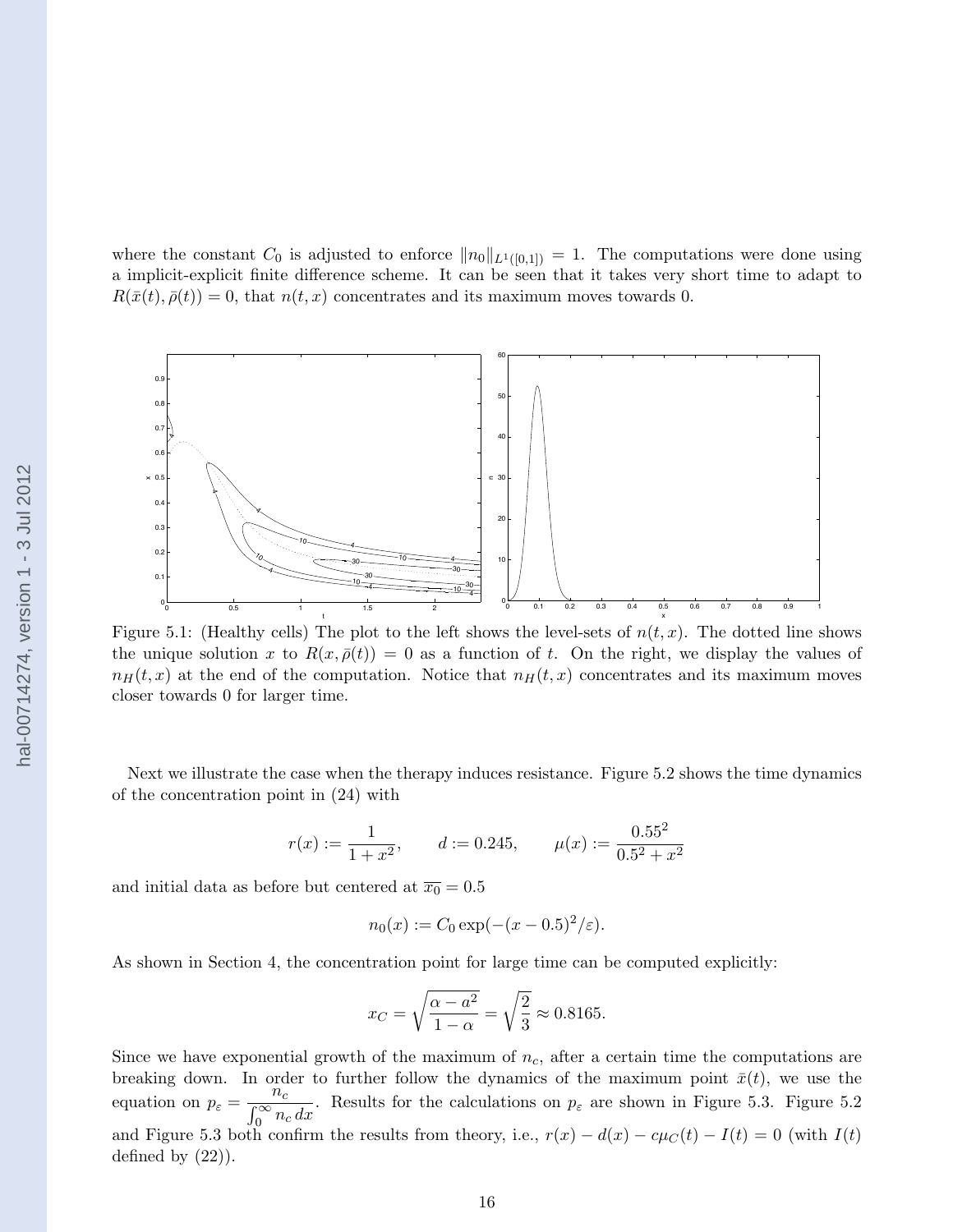where the constant $C_0$ is adjusted to enforce $\|n_0\|_{L^1([0,1])} = 1$. The computations were done using a implicit-explicit finite difference scheme. It can be seen that it takes very short time to adapt to $R(\bar{x}(t), \bar{\rho}(t)) = 0$, that $n(t,x)$ concentrates and its maximum moves towards 0.

Figure 5.1: (Healthy cells) The plot to the left shows the level-sets of $n(t,x)$. The dotted line shows the unique solution $x$ to $R(x, \bar{\rho}(t)) = 0$ as a function of $t$. On the right, we display the values of $n_H(t,x)$ at the end of the computation. Notice that $n_H(t,x)$ concentrates and its maximum moves closer towards 0 for larger time.

Next we illustrate the case when the therapy induces resistance. Figure 5.2 shows the time dynamics of the concentration point in (24) with

$$r(x) := \frac{1}{1+x^2}, \qquad d := 0.245, \qquad \mu(x) := \frac{0.55^2}{0.5^2 + x^2}$$

and initial data as before but centered at $\overline{x_0} = 0.5$

$$n_0(x) := C_0 \exp(-(x-0.5)^2/\varepsilon).$$

As shown in Section 4, the concentration point for large time can be computed explicitly:

$$x_C = \sqrt{\frac{\alpha - a^2}{1-\alpha}} = \sqrt{\frac{2}{3}} \approx 0.8165.$$

Since we have exponential growth of the maximum of $n_c$, after a certain time the computations are breaking down. In order to further follow the dynamics of the maximum point $\bar{x}(t)$, we use the equation on $p_\varepsilon = \dfrac{n_c}{\int_0^\infty n_c \, dx}$. Results for the calculations on $p_\varepsilon$ are shown in Figure 5.3. Figure 5.2 and Figure 5.3 both confirm the results from theory, i.e., $r(x) - d(x) - c\mu_C(t) - I(t) = 0$ (with $I(t)$ defined by (22)).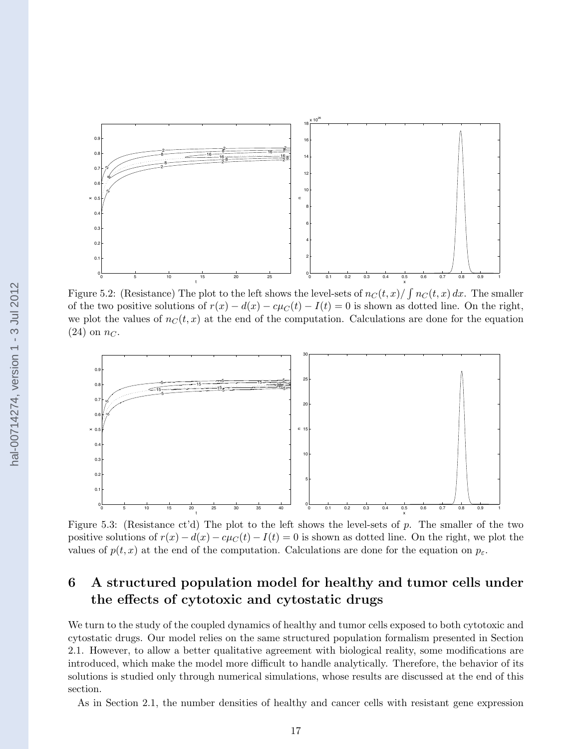Figure 5.2: (Resistance) The plot to the left shows the level-sets of $n_C(t,x)/\int n_C(t,x)\,dx$. The smaller of the two positive solutions of $r(x) - d(x) - c\mu_C(t) - I(t) = 0$ is shown as dotted line. On the right, we plot the values of $n_C(t,x)$ at the end of the computation. Calculations are done for the equation (24) on $n_C$.

Figure 5.3: (Resistance ct'd) The plot to the left shows the level-sets of $p$. The smaller of the two positive solutions of $r(x) - d(x) - c\mu_C(t) - I(t) = 0$ is shown as dotted line. On the right, we plot the values of $p(t,x)$ at the end of the computation. Calculations are done for the equation on $p_\varepsilon$.

# 6 A structured population model for healthy and tumor cells under the effects of cytotoxic and cytostatic drugs

We turn to the study of the coupled dynamics of healthy and tumor cells exposed to both cytotoxic and cytostatic drugs. Our model relies on the same structured population formalism presented in Section 2.1. However, to allow a better qualitative agreement with biological reality, some modifications are introduced, which make the model more difficult to handle analytically. Therefore, the behavior of its solutions is studied only through numerical simulations, whose results are discussed at the end of this section.

As in Section 2.1, the number densities of healthy and cancer cells with resistant gene expression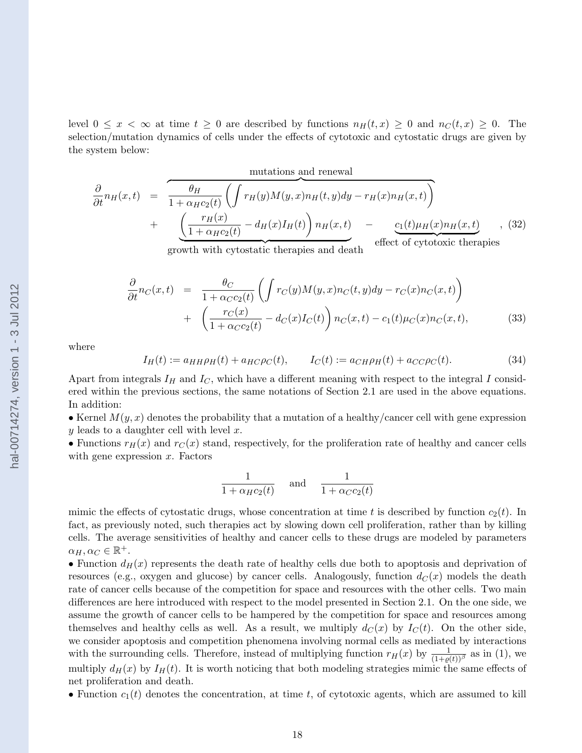level $0 \leq x < \infty$ at time $t \geq 0$ are described by functions $n_H(t,x) \geq 0$ and $n_C(t,x) \geq 0$. The selection/mutation dynamics of cells under the effects of cytotoxic and cytostatic drugs are given by the system below:

$$
\begin{aligned}
\frac{\partial}{\partial t} n_H(x,t) &= \overbrace{\frac{\theta_H}{1+\alpha_H c_2(t)} \left( \int r_H(y) M(y,x) n_H(t,y) dy - r_H(x) n_H(x,t) \right)}^{\text{mutations and renewal}} \\
&\quad + \underbrace{\left( \frac{r_H(x)}{1+\alpha_H c_2(t)} - d_H(x) I_H(t) \right) n_H(x,t)}_{\text{growth with cytostatic therapies and death}} - \underbrace{c_1(t) \mu_H(x) n_H(x,t)}_{\text{effect of cytotoxic therapies}}, \quad (32)
\end{aligned}
$$

$$
\begin{aligned}
\frac{\partial}{\partial t} n_C(x,t) &= \frac{\theta_C}{1+\alpha_C c_2(t)} \left( \int r_C(y) M(y,x) n_C(t,y) dy - r_C(x) n_C(x,t) \right) \\
&\quad + \left( \frac{r_C(x)}{1+\alpha_C c_2(t)} - d_C(x) I_C(t) \right) n_C(x,t) - c_1(t) \mu_C(x) n_C(x,t), \qquad (33)
\end{aligned}
$$

where

$$
I_H(t) := a_{HH} \rho_H(t) + a_{HC} \rho_C(t), \qquad I_C(t) := a_{CH} \rho_H(t) + a_{CC} \rho_C(t). \qquad (34)
$$

Apart from integrals $I_H$ and $I_C$, which have a different meaning with respect to the integral $I$ considered within the previous sections, the same notations of Section 2.1 are used in the above equations. In addition:

- Kernel $M(y,x)$ denotes the probability that a mutation of a healthy/cancer cell with gene expression $y$ leads to a daughter cell with level $x$.
- Functions $r_H(x)$ and $r_C(x)$ stand, respectively, for the proliferation rate of healthy and cancer cells with gene expression $x$. Factors

$$
\frac{1}{1+\alpha_H c_2(t)} \quad \text{and} \quad \frac{1}{1+\alpha_C c_2(t)}
$$

mimic the effects of cytostatic drugs, whose concentration at time $t$ is described by function $c_2(t)$. In fact, as previously noted, such therapies act by slowing down cell proliferation, rather than by killing cells. The average sensitivities of healthy and cancer cells to these drugs are modeled by parameters $\alpha_H, \alpha_C \in \mathbb{R}^+$.
- Function $d_H(x)$ represents the death rate of healthy cells due both to apoptosis and deprivation of resources (e.g., oxygen and glucose) by cancer cells. Analogously, function $d_C(x)$ models the death rate of cancer cells because of the competition for space and resources with the other cells. Two main differences are here introduced with respect to the model presented in Section 2.1. On the one side, we assume the growth of cancer cells to be hampered by the competition for space and resources among themselves and healthy cells as well. As a result, we multiply $d_C(x)$ by $I_C(t)$. On the other side, we consider apoptosis and competition phenomena involving normal cells as mediated by interactions with the surrounding cells. Therefore, instead of multiplying function $r_H(x)$ by $\frac{1}{(1+\varrho(t))^\beta}$ as in (1), we multiply $d_H(x)$ by $I_H(t)$. It is worth noticing that both modeling strategies mimic the same effects of net proliferation and death.
- Function $c_1(t)$ denotes the concentration, at time $t$, of cytotoxic agents, which are assumed to kill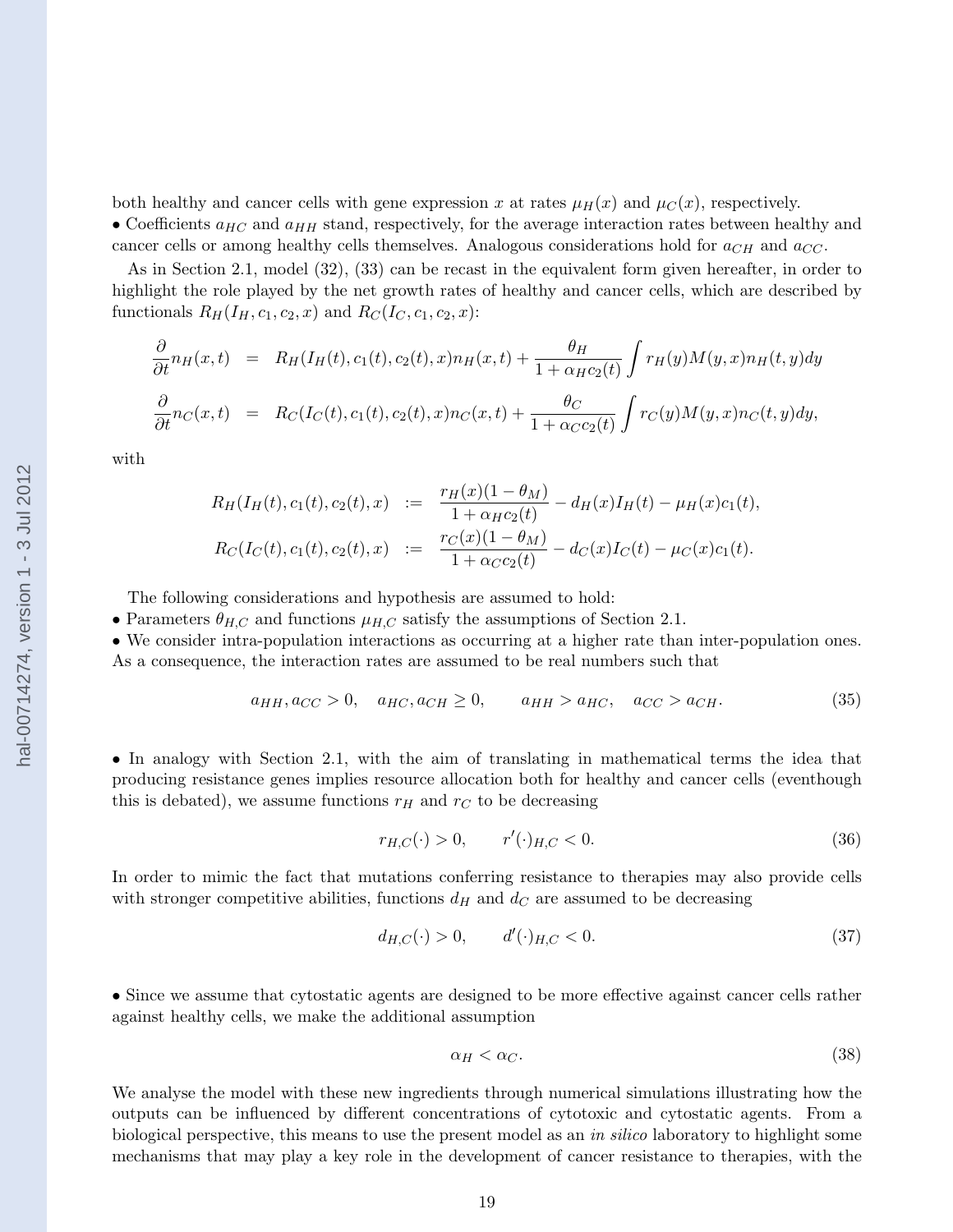both healthy and cancer cells with gene expression $x$ at rates $\mu_H(x)$ and $\mu_C(x)$, respectively.

- Coefficients $a_{HC}$ and $a_{HH}$ stand, respectively, for the average interaction rates between healthy and cancer cells or among healthy cells themselves. Analogous considerations hold for $a_{CH}$ and $a_{CC}$.

As in Section 2.1, model (32), (33) can be recast in the equivalent form given hereafter, in order to highlight the role played by the net growth rates of healthy and cancer cells, which are described by functionals $R_H(I_H, c_1, c_2, x)$ and $R_C(I_C, c_1, c_2, x)$:

$$
\begin{aligned}
\frac{\partial}{\partial t} n_H(x,t) &= R_H(I_H(t), c_1(t), c_2(t), x) n_H(x,t) + \frac{\theta_H}{1+\alpha_H c_2(t)} \int r_H(y) M(y,x) n_H(t,y) dy \\
\frac{\partial}{\partial t} n_C(x,t) &= R_C(I_C(t), c_1(t), c_2(t), x) n_C(x,t) + \frac{\theta_C}{1+\alpha_C c_2(t)} \int r_C(y) M(y,x) n_C(t,y) dy,
\end{aligned}
$$

with

$$
\begin{aligned}
R_H(I_H(t), c_1(t), c_2(t), x) &:= \frac{r_H(x)(1-\theta_M)}{1+\alpha_H c_2(t)} - d_H(x) I_H(t) - \mu_H(x) c_1(t), \\
R_C(I_C(t), c_1(t), c_2(t), x) &:= \frac{r_C(x)(1-\theta_M)}{1+\alpha_C c_2(t)} - d_C(x) I_C(t) - \mu_C(x) c_1(t).
\end{aligned}
$$

The following considerations and hypothesis are assumed to hold:

- Parameters $\theta_{H,C}$ and functions $\mu_{H,C}$ satisfy the assumptions of Section 2.1.
- We consider intra-population interactions as occurring at a higher rate than inter-population ones. As a consequence, the interaction rates are assumed to be real numbers such that

$$
a_{HH}, a_{CC} > 0, \quad a_{HC}, a_{CH} \geq 0, \qquad a_{HH} > a_{HC}, \quad a_{CC} > a_{CH}. \tag{35}
$$

- In analogy with Section 2.1, with the aim of translating in mathematical terms the idea that producing resistance genes implies resource allocation both for healthy and cancer cells (eventhough this is debated), we assume functions $r_H$ and $r_C$ to be decreasing

$$
r_{H,C}(\cdot) > 0, \qquad r'(\cdot)_{H,C} < 0. \tag{36}
$$

In order to mimic the fact that mutations conferring resistance to therapies may also provide cells with stronger competitive abilities, functions $d_H$ and $d_C$ are assumed to be decreasing

$$
d_{H,C}(\cdot) > 0, \qquad d'(\cdot)_{H,C} < 0. \tag{37}
$$

- Since we assume that cytostatic agents are designed to be more effective against cancer cells rather against healthy cells, we make the additional assumption

$$
\alpha_H < \alpha_C. \tag{38}
$$

We analyse the model with these new ingredients through numerical simulations illustrating how the outputs can be influenced by different concentrations of cytotoxic and cytostatic agents. From a biological perspective, this means to use the present model as an *in silico* laboratory to highlight some mechanisms that may play a key role in the development of cancer resistance to therapies, with the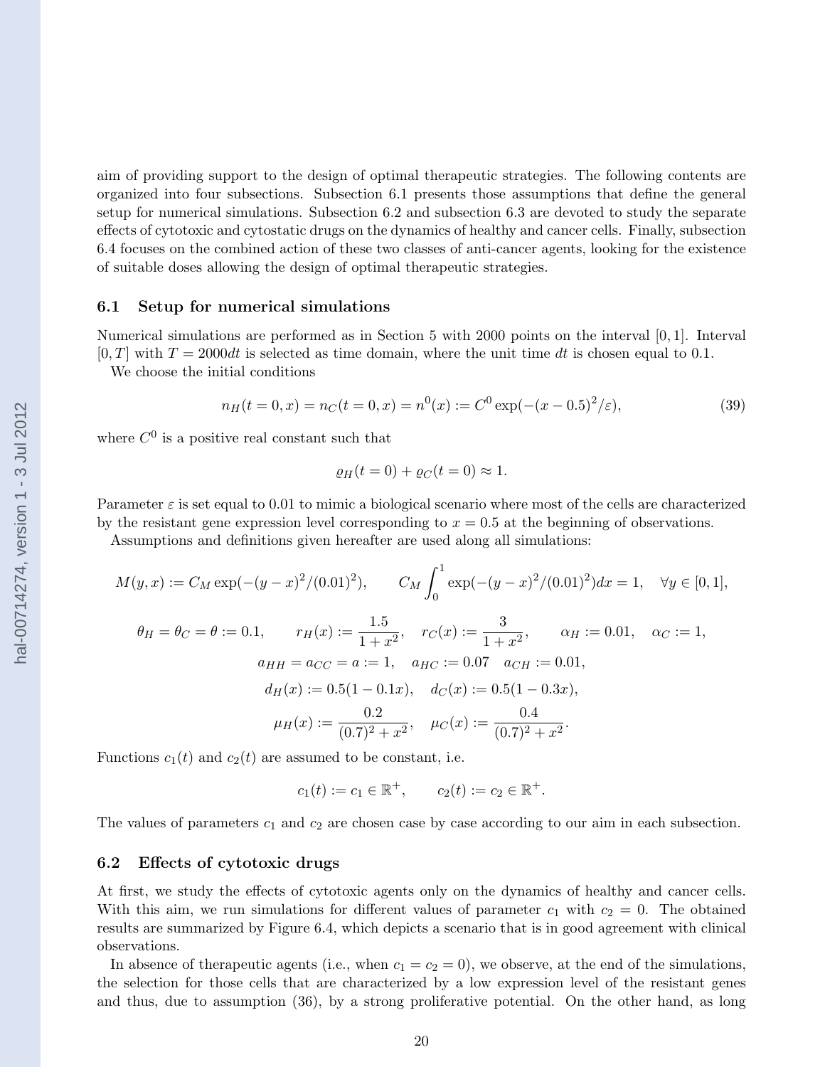aim of providing support to the design of optimal therapeutic strategies. The following contents are organized into four subsections. Subsection 6.1 presents those assumptions that define the general setup for numerical simulations. Subsection 6.2 and subsection 6.3 are devoted to study the separate effects of cytotoxic and cytostatic drugs on the dynamics of healthy and cancer cells. Finally, subsection 6.4 focuses on the combined action of these two classes of anti-cancer agents, looking for the existence of suitable doses allowing the design of optimal therapeutic strategies.

### 6.1 Setup for numerical simulations

Numerical simulations are performed as in Section 5 with 2000 points on the interval $[0, 1]$. Interval $[0, T]$ with $T = 2000dt$ is selected as time domain, where the unit time $dt$ is chosen equal to 0.1.

We choose the initial conditions

$$n_H(t = 0, x) = n_C(t = 0, x) = n^0(x) := C^0 \exp(-(x - 0.5)^2/\varepsilon), \tag{39}$$

where $C^0$ is a positive real constant such that

$$\varrho_H(t = 0) + \varrho_C(t = 0) \approx 1.$$

Parameter $\varepsilon$ is set equal to 0.01 to mimic a biological scenario where most of the cells are characterized by the resistant gene expression level corresponding to $x = 0.5$ at the beginning of observations.

Assumptions and definitions given hereafter are used along all simulations:

$$M(y, x) := C_M \exp(-(y - x)^2/(0.01)^2), \qquad C_M \int_0^1 \exp(-(y - x)^2/(0.01)^2)dx = 1, \quad \forall y \in [0, 1],$$

$$\theta_H = \theta_C = \theta := 0.1, \qquad r_H(x) := \frac{1.5}{1 + x^2}, \quad r_C(x) := \frac{3}{1 + x^2}, \qquad \alpha_H := 0.01, \quad \alpha_C := 1,$$

$$a_{HH} = a_{CC} = a := 1, \quad a_{HC} := 0.07 \quad a_{CH} := 0.01,$$

$$d_H(x) := 0.5(1 - 0.1x), \quad d_C(x) := 0.5(1 - 0.3x),$$

$$\mu_H(x) := \frac{0.2}{(0.7)^2 + x^2}, \quad \mu_C(x) := \frac{0.4}{(0.7)^2 + x^2}.$$

Functions $c_1(t)$ and $c_2(t)$ are assumed to be constant, i.e.

$$c_1(t) := c_1 \in \mathbb{R}^+, \qquad c_2(t) := c_2 \in \mathbb{R}^+.$$

The values of parameters $c_1$ and $c_2$ are chosen case by case according to our aim in each subsection.

### 6.2 Effects of cytotoxic drugs

At first, we study the effects of cytotoxic agents only on the dynamics of healthy and cancer cells. With this aim, we run simulations for different values of parameter $c_1$ with $c_2 = 0$. The obtained results are summarized by Figure 6.4, which depicts a scenario that is in good agreement with clinical observations.

In absence of therapeutic agents (i.e., when $c_1 = c_2 = 0$), we observe, at the end of the simulations, the selection for those cells that are characterized by a low expression level of the resistant genes and thus, due to assumption (36), by a strong proliferative potential. On the other hand, as long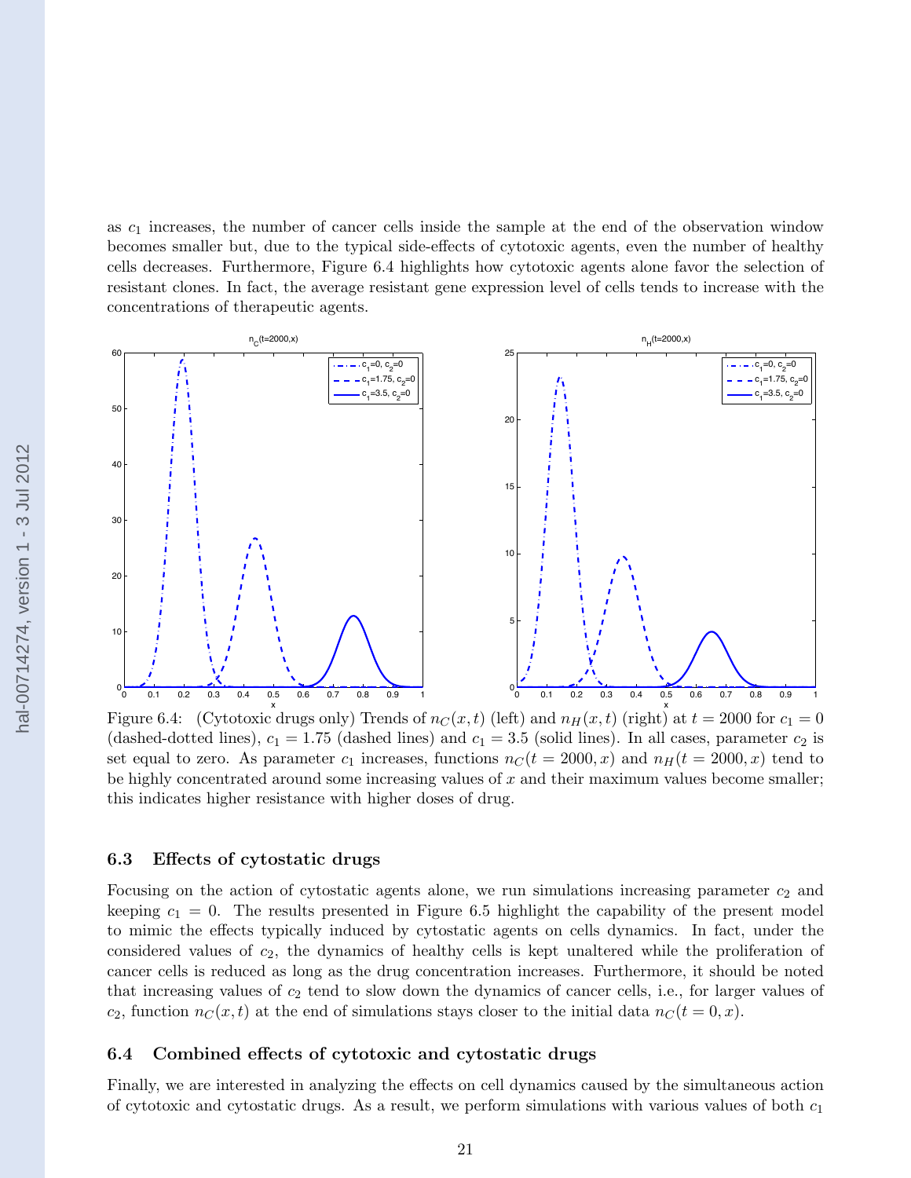as $c_1$ increases, the number of cancer cells inside the sample at the end of the observation window becomes smaller but, due to the typical side-effects of cytotoxic agents, even the number of healthy cells decreases. Furthermore, Figure 6.4 highlights how cytotoxic agents alone favor the selection of resistant clones. In fact, the average resistant gene expression level of cells tends to increase with the concentrations of therapeutic agents.

Figure 6.4: (Cytotoxic drugs only) Trends of $n_C(x,t)$ (left) and $n_H(x,t)$ (right) at $t = 2000$ for $c_1 = 0$ (dashed-dotted lines), $c_1 = 1.75$ (dashed lines) and $c_1 = 3.5$ (solid lines). In all cases, parameter $c_2$ is set equal to zero. As parameter $c_1$ increases, functions $n_C(t = 2000, x)$ and $n_H(t = 2000, x)$ tend to be highly concentrated around some increasing values of $x$ and their maximum values become smaller; this indicates higher resistance with higher doses of drug.

### 6.3 Effects of cytostatic drugs

Focusing on the action of cytostatic agents alone, we run simulations increasing parameter $c_2$ and keeping $c_1 = 0$. The results presented in Figure 6.5 highlight the capability of the present model to mimic the effects typically induced by cytostatic agents on cells dynamics. In fact, under the considered values of $c_2$, the dynamics of healthy cells is kept unaltered while the proliferation of cancer cells is reduced as long as the drug concentration increases. Furthermore, it should be noted that increasing values of $c_2$ tend to slow down the dynamics of cancer cells, i.e., for larger values of $c_2$, function $n_C(x,t)$ at the end of simulations stays closer to the initial data $n_C(t = 0, x)$.

### 6.4 Combined effects of cytotoxic and cytostatic drugs

Finally, we are interested in analyzing the effects on cell dynamics caused by the simultaneous action of cytotoxic and cytostatic drugs. As a result, we perform simulations with various values of both $c_1$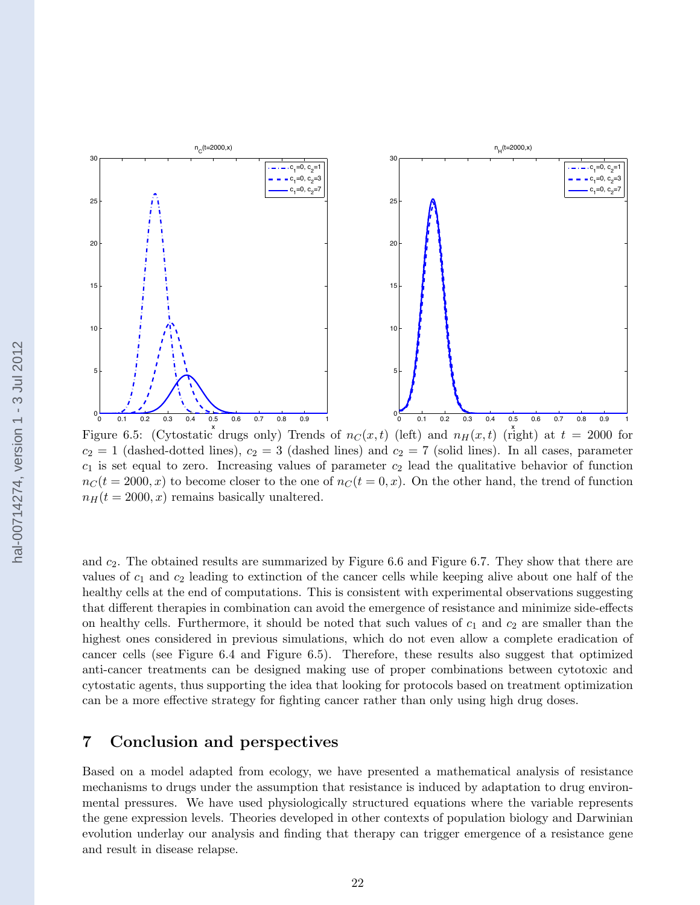Figure 6.5: (Cytostatic drugs only) Trends of $n_C(x,t)$ (left) and $n_H(x,t)$ (right) at $t = 2000$ for $c_2 = 1$ (dashed-dotted lines), $c_2 = 3$ (dashed lines) and $c_2 = 7$ (solid lines). In all cases, parameter $c_1$ is set equal to zero. Increasing values of parameter $c_2$ lead the qualitative behavior of function $n_C(t = 2000, x)$ to become closer to the one of $n_C(t = 0, x)$. On the other hand, the trend of function $n_H(t = 2000, x)$ remains basically unaltered.

and $c_2$. The obtained results are summarized by Figure 6.6 and Figure 6.7. They show that there are values of $c_1$ and $c_2$ leading to extinction of the cancer cells while keeping alive about one half of the healthy cells at the end of computations. This is consistent with experimental observations suggesting that different therapies in combination can avoid the emergence of resistance and minimize side-effects on healthy cells. Furthermore, it should be noted that such values of $c_1$ and $c_2$ are smaller than the highest ones considered in previous simulations, which do not even allow a complete eradication of cancer cells (see Figure 6.4 and Figure 6.5). Therefore, these results also suggest that optimized anti-cancer treatments can be designed making use of proper combinations between cytotoxic and cytostatic agents, thus supporting the idea that looking for protocols based on treatment optimization can be a more effective strategy for fighting cancer rather than only using high drug doses.

## 7 Conclusion and perspectives

Based on a model adapted from ecology, we have presented a mathematical analysis of resistance mechanisms to drugs under the assumption that resistance is induced by adaptation to drug environmental pressures. We have used physiologically structured equations where the variable represents the gene expression levels. Theories developed in other contexts of population biology and Darwinian evolution underlay our analysis and finding that therapy can trigger emergence of a resistance gene and result in disease relapse.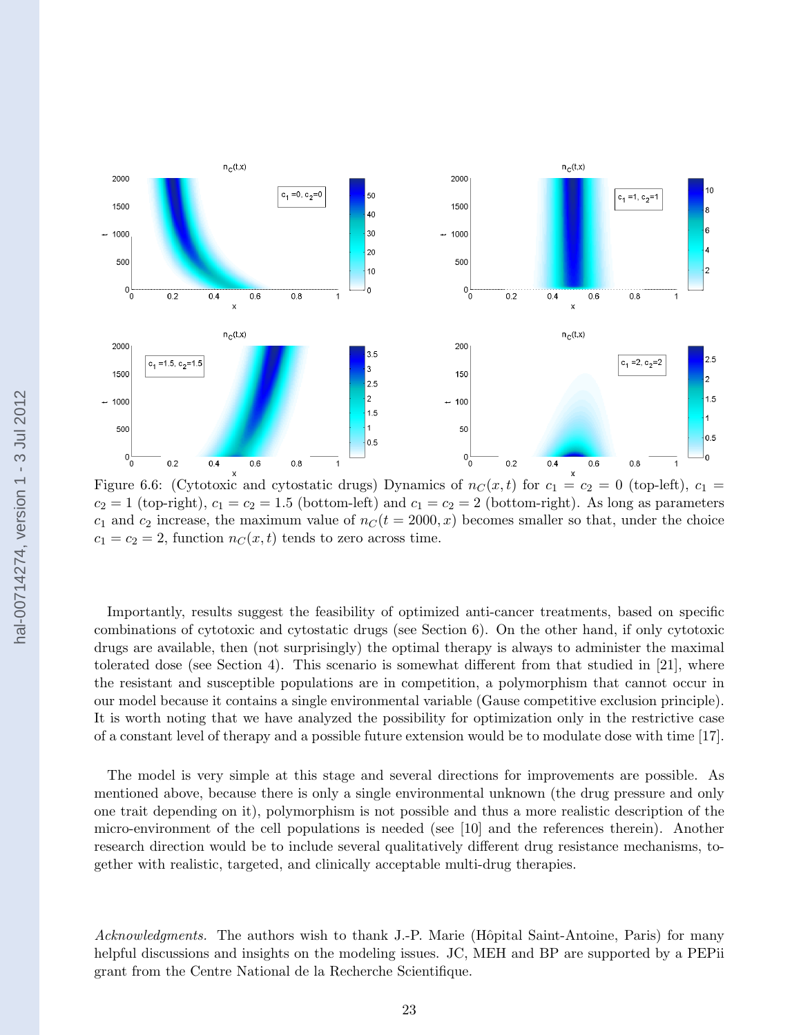Figure 6.6: (Cytotoxic and cytostatic drugs) Dynamics of $n_C(x,t)$ for $c_1 = c_2 = 0$ (top-left), $c_1 = c_2 = 1$ (top-right), $c_1 = c_2 = 1.5$ (bottom-left) and $c_1 = c_2 = 2$ (bottom-right). As long as parameters $c_1$ and $c_2$ increase, the maximum value of $n_C(t = 2000, x)$ becomes smaller so that, under the choice $c_1 = c_2 = 2$, function $n_C(x,t)$ tends to zero across time.

Importantly, results suggest the feasibility of optimized anti-cancer treatments, based on specific combinations of cytotoxic and cytostatic drugs (see Section 6). On the other hand, if only cytotoxic drugs are available, then (not surprisingly) the optimal therapy is always to administer the maximal tolerated dose (see Section 4). This scenario is somewhat different from that studied in [21], where the resistant and susceptible populations are in competition, a polymorphism that cannot occur in our model because it contains a single environmental variable (Gause competitive exclusion principle). It is worth noting that we have analyzed the possibility for optimization only in the restrictive case of a constant level of therapy and a possible future extension would be to modulate dose with time [17].

The model is very simple at this stage and several directions for improvements are possible. As mentioned above, because there is only a single environmental unknown (the drug pressure and only one trait depending on it), polymorphism is not possible and thus a more realistic description of the micro-environment of the cell populations is needed (see [10] and the references therein). Another research direction would be to include several qualitatively different drug resistance mechanisms, together with realistic, targeted, and clinically acceptable multi-drug therapies.

*Acknowledgments.* The authors wish to thank J.-P. Marie (Hôpital Saint-Antoine, Paris) for many helpful discussions and insights on the modeling issues. JC, MEH and BP are supported by a PEPii grant from the Centre National de la Recherche Scientifique.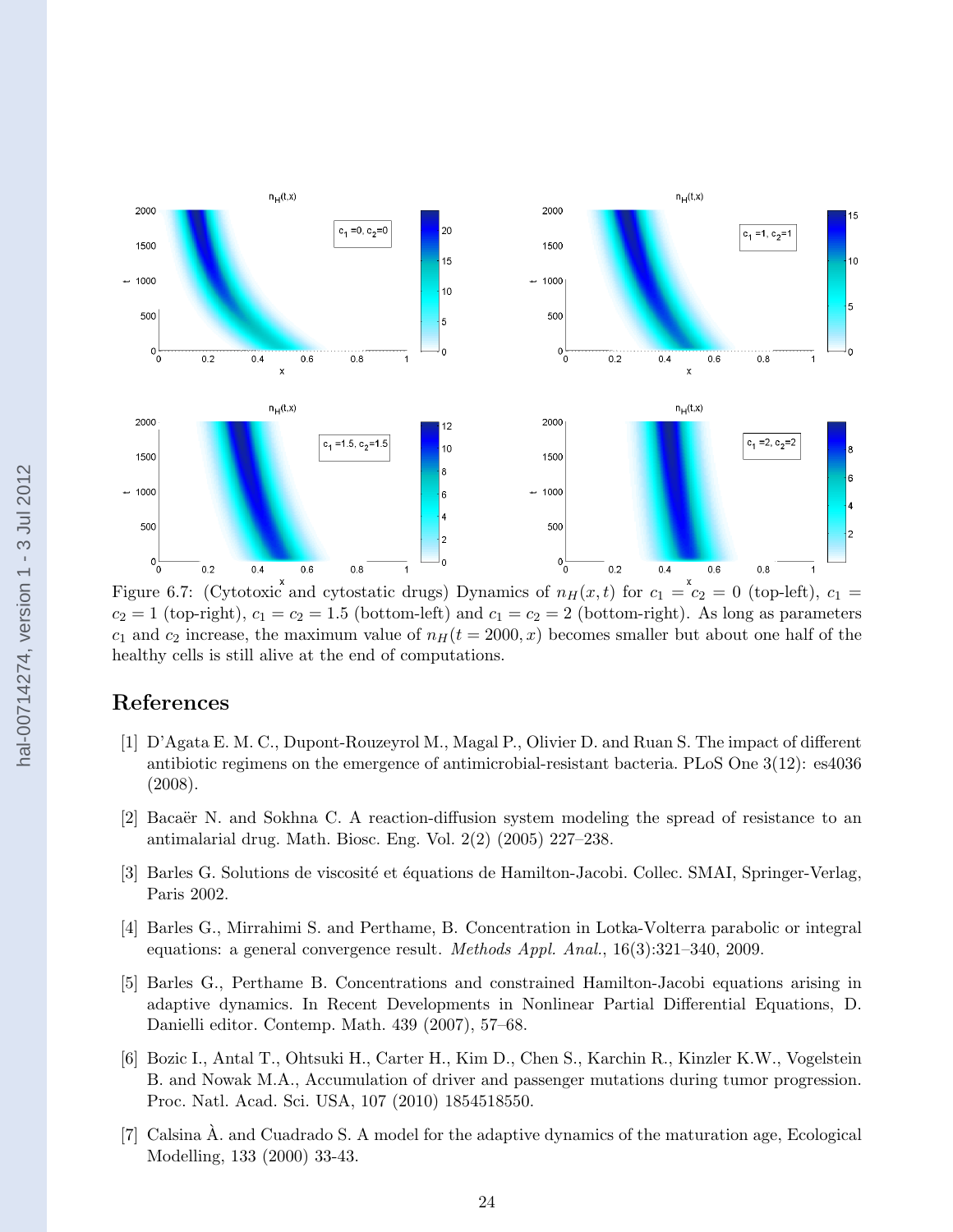Figure 6.7: (Cytotoxic and cytostatic drugs) Dynamics of $n_H(x,t)$ for $c_1 = c_2 = 0$ (top-left), $c_1 = c_2 = 1$ (top-right), $c_1 = c_2 = 1.5$ (bottom-left) and $c_1 = c_2 = 2$ (bottom-right). As long as parameters $c_1$ and $c_2$ increase, the maximum value of $n_H(t = 2000, x)$ becomes smaller but about one half of the healthy cells is still alive at the end of computations.

## References

[1] D'Agata E. M. C., Dupont-Rouzeyrol M., Magal P., Olivier D. and Ruan S. The impact of different antibiotic regimens on the emergence of antimicrobial-resistant bacteria. PLoS One 3(12): es4036 (2008).

[2] Bacaër N. and Sokhna C. A reaction-diffusion system modeling the spread of resistance to an antimalarial drug. Math. Biosc. Eng. Vol. 2(2) (2005) 227–238.

[3] Barles G. Solutions de viscosité et équations de Hamilton-Jacobi. Collec. SMAI, Springer-Verlag, Paris 2002.

[4] Barles G., Mirrahimi S. and Perthame, B. Concentration in Lotka-Volterra parabolic or integral equations: a general convergence result. *Methods Appl. Anal.*, 16(3):321–340, 2009.

[5] Barles G., Perthame B. Concentrations and constrained Hamilton-Jacobi equations arising in adaptive dynamics. In Recent Developments in Nonlinear Partial Differential Equations, D. Danielli editor. Contemp. Math. 439 (2007), 57–68.

[6] Bozic I., Antal T., Ohtsuki H., Carter H., Kim D., Chen S., Karchin R., Kinzler K.W., Vogelstein B. and Nowak M.A., Accumulation of driver and passenger mutations during tumor progression. Proc. Natl. Acad. Sci. USA, 107 (2010) 1854518550.

[7] Calsina À. and Cuadrado S. A model for the adaptive dynamics of the maturation age, Ecological Modelling, 133 (2000) 33-43.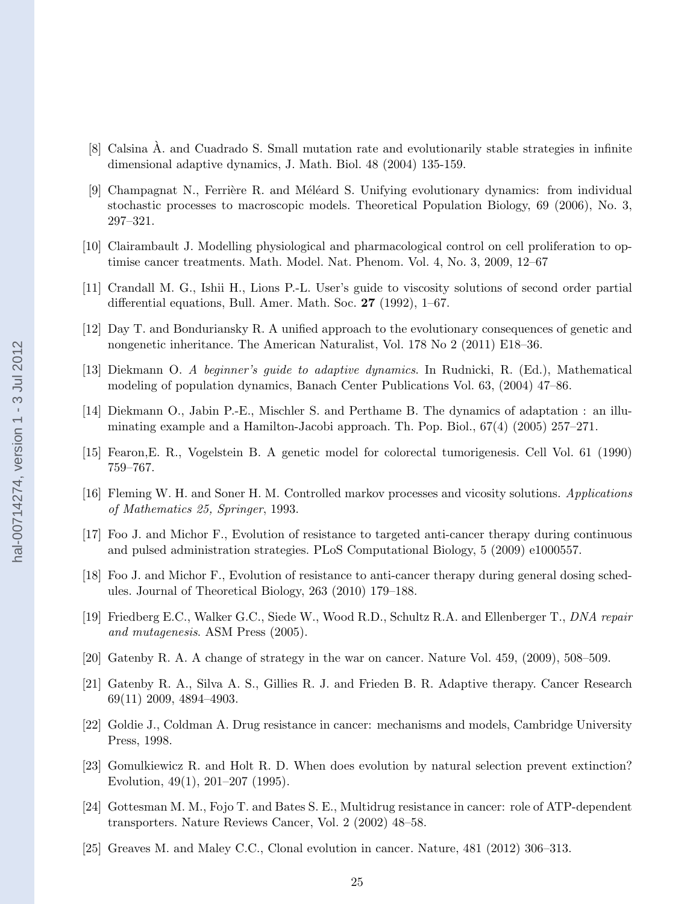[8] Calsina À. and Cuadrado S. Small mutation rate and evolutionarily stable strategies in infinite dimensional adaptive dynamics, J. Math. Biol. 48 (2004) 135-159.

[9] Champagnat N., Ferrière R. and Méléard S. Unifying evolutionary dynamics: from individual stochastic processes to macroscopic models. Theoretical Population Biology, 69 (2006), No. 3, 297–321.

[10] Clairambault J. Modelling physiological and pharmacological control on cell proliferation to optimise cancer treatments. Math. Model. Nat. Phenom. Vol. 4, No. 3, 2009, 12–67

[11] Crandall M. G., Ishii H., Lions P.-L. User's guide to viscosity solutions of second order partial differential equations, Bull. Amer. Math. Soc. **27** (1992), 1–67.

[12] Day T. and Bonduriansky R. A unified approach to the evolutionary consequences of genetic and nongenetic inheritance. The American Naturalist, Vol. 178 No 2 (2011) E18–36.

[13] Diekmann O. *A beginner's guide to adaptive dynamics*. In Rudnicki, R. (Ed.), Mathematical modeling of population dynamics, Banach Center Publications Vol. 63, (2004) 47–86.

[14] Diekmann O., Jabin P.-E., Mischler S. and Perthame B. The dynamics of adaptation : an illuminating example and a Hamilton-Jacobi approach. Th. Pop. Biol., 67(4) (2005) 257–271.

[15] Fearon,E. R., Vogelstein B. A genetic model for colorectal tumorigenesis. Cell Vol. 61 (1990) 759–767.

[16] Fleming W. H. and Soner H. M. Controlled markov processes and vicosity solutions. *Applications of Mathematics 25, Springer*, 1993.

[17] Foo J. and Michor F., Evolution of resistance to targeted anti-cancer therapy during continuous and pulsed administration strategies. PLoS Computational Biology, 5 (2009) e1000557.

[18] Foo J. and Michor F., Evolution of resistance to anti-cancer therapy during general dosing schedules. Journal of Theoretical Biology, 263 (2010) 179–188.

[19] Friedberg E.C., Walker G.C., Siede W., Wood R.D., Schultz R.A. and Ellenberger T., *DNA repair and mutagenesis*. ASM Press (2005).

[20] Gatenby R. A. A change of strategy in the war on cancer. Nature Vol. 459, (2009), 508–509.

[21] Gatenby R. A., Silva A. S., Gillies R. J. and Frieden B. R. Adaptive therapy. Cancer Research 69(11) 2009, 4894–4903.

[22] Goldie J., Coldman A. Drug resistance in cancer: mechanisms and models, Cambridge University Press, 1998.

[23] Gomulkiewicz R. and Holt R. D. When does evolution by natural selection prevent extinction? Evolution, 49(1), 201–207 (1995).

[24] Gottesman M. M., Fojo T. and Bates S. E., Multidrug resistance in cancer: role of ATP-dependent transporters. Nature Reviews Cancer, Vol. 2 (2002) 48–58.

[25] Greaves M. and Maley C.C., Clonal evolution in cancer. Nature, 481 (2012) 306–313.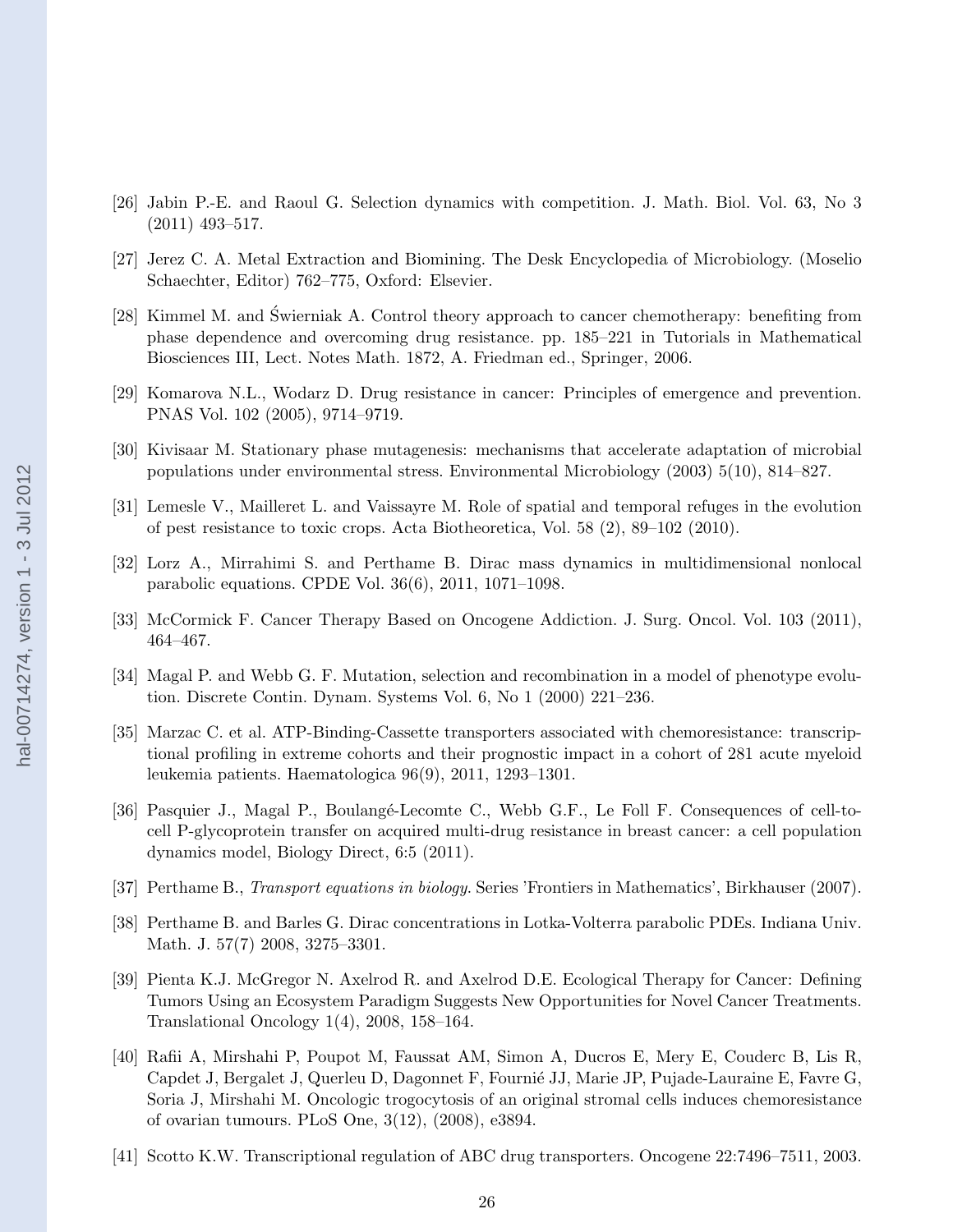[26] Jabin P.-E. and Raoul G. Selection dynamics with competition. J. Math. Biol. Vol. 63, No 3 (2011) 493–517.

[27] Jerez C. A. Metal Extraction and Biomining. The Desk Encyclopedia of Microbiology. (Moselio Schaechter, Editor) 762–775, Oxford: Elsevier.

[28] Kimmel M. and Świerniak A. Control theory approach to cancer chemotherapy: benefiting from phase dependence and overcoming drug resistance. pp. 185–221 in Tutorials in Mathematical Biosciences III, Lect. Notes Math. 1872, A. Friedman ed., Springer, 2006.

[29] Komarova N.L., Wodarz D. Drug resistance in cancer: Principles of emergence and prevention. PNAS Vol. 102 (2005), 9714–9719.

[30] Kivisaar M. Stationary phase mutagenesis: mechanisms that accelerate adaptation of microbial populations under environmental stress. Environmental Microbiology (2003) 5(10), 814–827.

[31] Lemesle V., Mailleret L. and Vaissayre M. Role of spatial and temporal refuges in the evolution of pest resistance to toxic crops. Acta Biotheoretica, Vol. 58 (2), 89–102 (2010).

[32] Lorz A., Mirrahimi S. and Perthame B. Dirac mass dynamics in multidimensional nonlocal parabolic equations. CPDE Vol. 36(6), 2011, 1071–1098.

[33] McCormick F. Cancer Therapy Based on Oncogene Addiction. J. Surg. Oncol. Vol. 103 (2011), 464–467.

[34] Magal P. and Webb G. F. Mutation, selection and recombination in a model of phenotype evolution. Discrete Contin. Dynam. Systems Vol. 6, No 1 (2000) 221–236.

[35] Marzac C. et al. ATP-Binding-Cassette transporters associated with chemoresistance: transcriptional profiling in extreme cohorts and their prognostic impact in a cohort of 281 acute myeloid leukemia patients. Haematologica 96(9), 2011, 1293–1301.

[36] Pasquier J., Magal P., Boulangé-Lecomte C., Webb G.F., Le Foll F. Consequences of cell-to-cell P-glycoprotein transfer on acquired multi-drug resistance in breast cancer: a cell population dynamics model, Biology Direct, 6:5 (2011).

[37] Perthame B., *Transport equations in biology.* Series 'Frontiers in Mathematics', Birkhauser (2007).

[38] Perthame B. and Barles G. Dirac concentrations in Lotka-Volterra parabolic PDEs. Indiana Univ. Math. J. 57(7) 2008, 3275–3301.

[39] Pienta K.J. McGregor N. Axelrod R. and Axelrod D.E. Ecological Therapy for Cancer: Defining Tumors Using an Ecosystem Paradigm Suggests New Opportunities for Novel Cancer Treatments. Translational Oncology 1(4), 2008, 158–164.

[40] Rafii A, Mirshahi P, Poupot M, Faussat AM, Simon A, Ducros E, Mery E, Couderc B, Lis R, Capdet J, Bergalet J, Querleu D, Dagonnet F, Fournié JJ, Marie JP, Pujade-Lauraine E, Favre G, Soria J, Mirshahi M. Oncologic trogocytosis of an original stromal cells induces chemoresistance of ovarian tumours. PLoS One, 3(12), (2008), e3894.

[41] Scotto K.W. Transcriptional regulation of ABC drug transporters. Oncogene 22:7496–7511, 2003.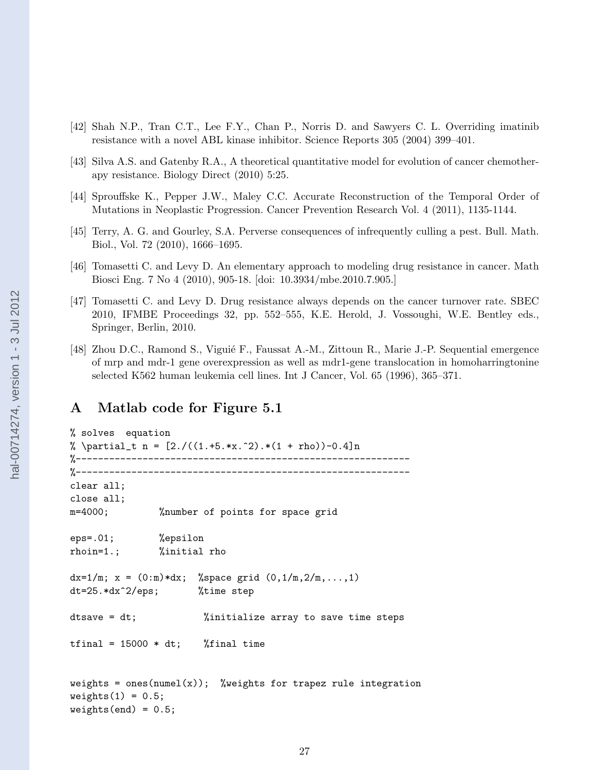[42] Shah N.P., Tran C.T., Lee F.Y., Chan P., Norris D. and Sawyers C. L. Overriding imatinib resistance with a novel ABL kinase inhibitor. Science Reports 305 (2004) 399–401.

[43] Silva A.S. and Gatenby R.A., A theoretical quantitative model for evolution of cancer chemotherapy resistance. Biology Direct (2010) 5:25.

[44] Sprouffske K., Pepper J.W., Maley C.C. Accurate Reconstruction of the Temporal Order of Mutations in Neoplastic Progression. Cancer Prevention Research Vol. 4 (2011), 1135-1144.

[45] Terry, A. G. and Gourley, S.A. Perverse consequences of infrequently culling a pest. Bull. Math. Biol., Vol. 72 (2010), 1666–1695.

[46] Tomasetti C. and Levy D. An elementary approach to modeling drug resistance in cancer. Math Biosci Eng. 7 No 4 (2010), 905-18. [doi: 10.3934/mbe.2010.7.905.]

[47] Tomasetti C. and Levy D. Drug resistance always depends on the cancer turnover rate. SBEC 2010, IFMBE Proceedings 32, pp. 552–555, K.E. Herold, J. Vossoughi, W.E. Bentley eds., Springer, Berlin, 2010.

[48] Zhou D.C., Ramond S., Viguié F., Faussat A.-M., Zittoun R., Marie J.-P. Sequential emergence of mrp and mdr-1 gene overexpression as well as mdr1-gene translocation in homoharringtonine selected K562 human leukemia cell lines. Int J Cancer, Vol. 65 (1996), 365–371.

# A Matlab code for Figure 5.1

```
% solves  equation
% \partial_t n = [2./((1.+5.*x.^2).*(1 + rho))-0.4]n
%--------------------------------------------------------------
%--------------------------------------------------------------
clear all;
close all;
m=4000;          %number of points for space grid

eps=.01;         %epsilon
rhoin=1.;        %initial rho

dx=1/m; x = (0:m)*dx;  %space grid (0,1/m,2/m,...,1)
dt=25.*dx^2/eps;       %time step

dtsave = dt;            %initialize array to save time steps

tfinal = 15000 * dt;    %final time


weights = ones(numel(x));  %weights for trapez rule integration
weights(1) = 0.5;
weights(end) = 0.5;
```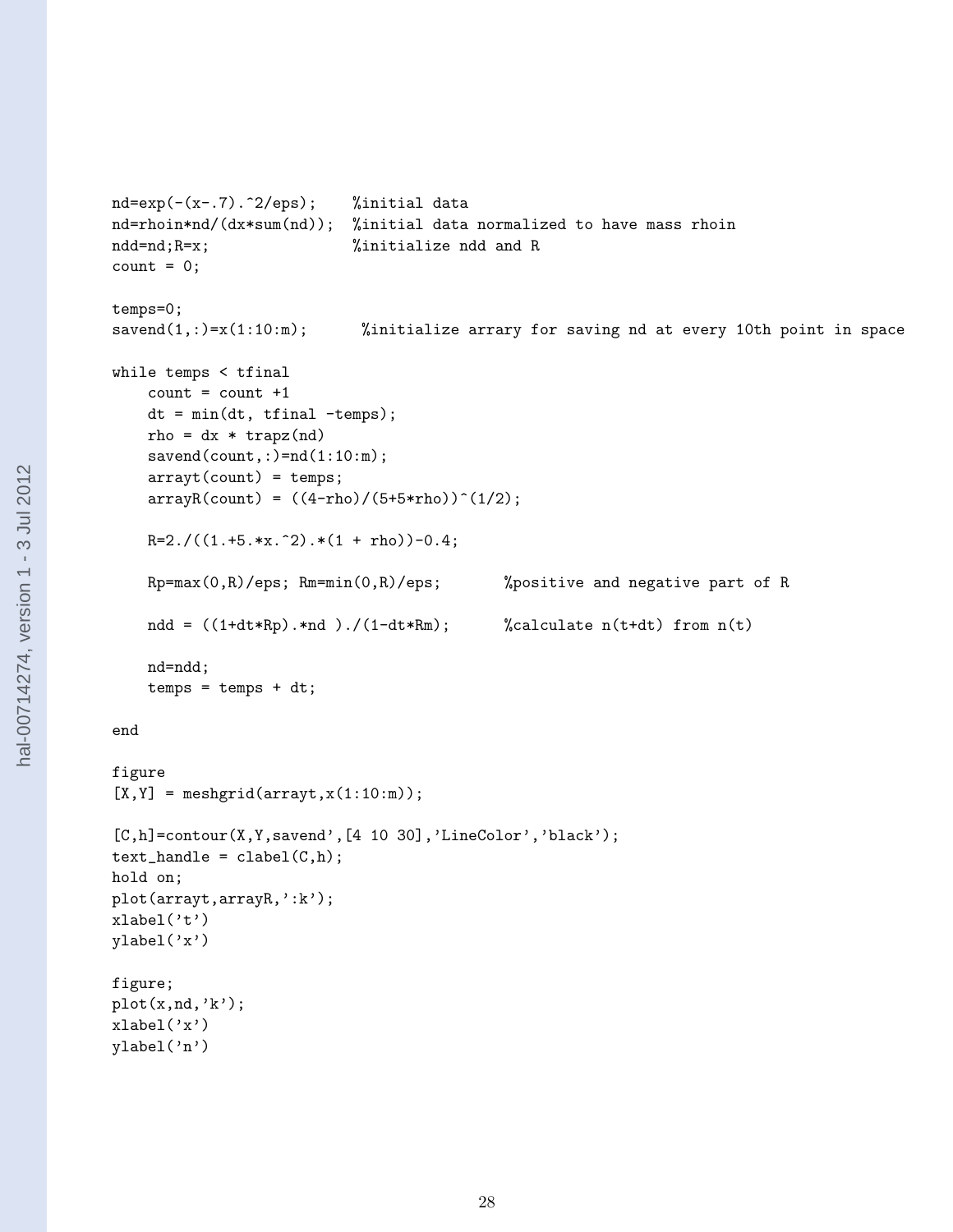```
nd=exp(-(x-.7).^2/eps);    %initial data
nd=rhoin*nd/(dx*sum(nd));  %initial data normalized to have mass rhoin
ndd=nd;R=x;                %initialize ndd and R
count = 0;

temps=0;
savend(1,:)=x(1:10:m);      %initialize arrary for saving nd at every 10th point in space

while temps < tfinal
    count = count +1
    dt = min(dt, tfinal -temps);
    rho = dx * trapz(nd)
    savend(count,:)=nd(1:10:m);
    arrayt(count) = temps;
    arrayR(count) = ((4-rho)/(5+5*rho))^(1/2);

    R=2./((1.+5.*x.^2).*(1 + rho))-0.4;

    Rp=max(0,R)/eps; Rm=min(0,R)/eps;       %positive and negative part of R

    ndd = ((1+dt*Rp).*nd )./(1-dt*Rm);      %calculate n(t+dt) from n(t)

    nd=ndd;
    temps = temps + dt;

end

figure
[X,Y] = meshgrid(arrayt,x(1:10:m));

[C,h]=contour(X,Y,savend',[4 10 30],'LineColor','black');
text_handle = clabel(C,h);
hold on;
plot(arrayt,arrayR,':k');
xlabel('t')
ylabel('x')

figure;
plot(x,nd,'k');
xlabel('x')
ylabel('n')
```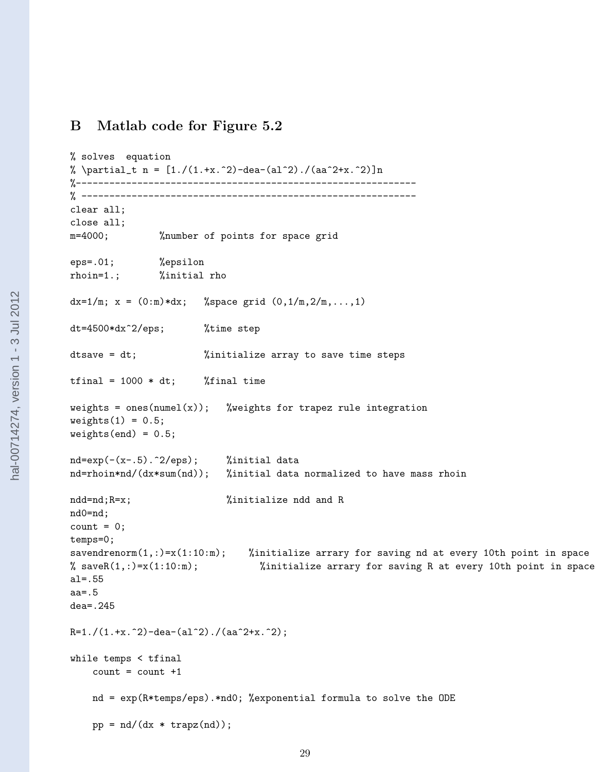## B Matlab code for Figure 5.2

```
% solves  equation
% \partial_t n = [1./(1.+x.^2)-dea-(al^2)./(aa^2+x.^2)]n
%-------------------------------------------------------------
% -----------------------------------------------------------
clear all;
close all;
m=4000;         %number of points for space grid

eps=.01;        %epsilon
rhoin=1.;       %initial rho

dx=1/m; x = (0:m)*dx;   %space grid (0,1/m,2/m,...,1)

dt=4500*dx^2/eps;       %time step

dtsave = dt;            %initialize array to save time steps

tfinal = 1000 * dt;     %final time

weights = ones(numel(x));   %weights for trapez rule integration
weights(1) = 0.5;
weights(end) = 0.5;

nd=exp(-(x-.5).^2/eps);     %initial data
nd=rhoin*nd/(dx*sum(nd));   %initial data normalized to have mass rhoin

ndd=nd;R=x;                 %initialize ndd and R
nd0=nd;
count = 0;
temps=0;
savendrenorm(1,:)=x(1:10:m);    %initialize arrary for saving nd at every 10th point in space
% saveR(1,:)=x(1:10:m);           %initialize arrary for saving R at every 10th point in space
al=.55
aa=.5
dea=.245

R=1./(1.+x.^2)-dea-(al^2)./(aa^2+x.^2);

while temps < tfinal
    count = count +1

    nd = exp(R*temps/eps).*nd0; %exponential formula to solve the ODE

    pp = nd/(dx * trapz(nd));
```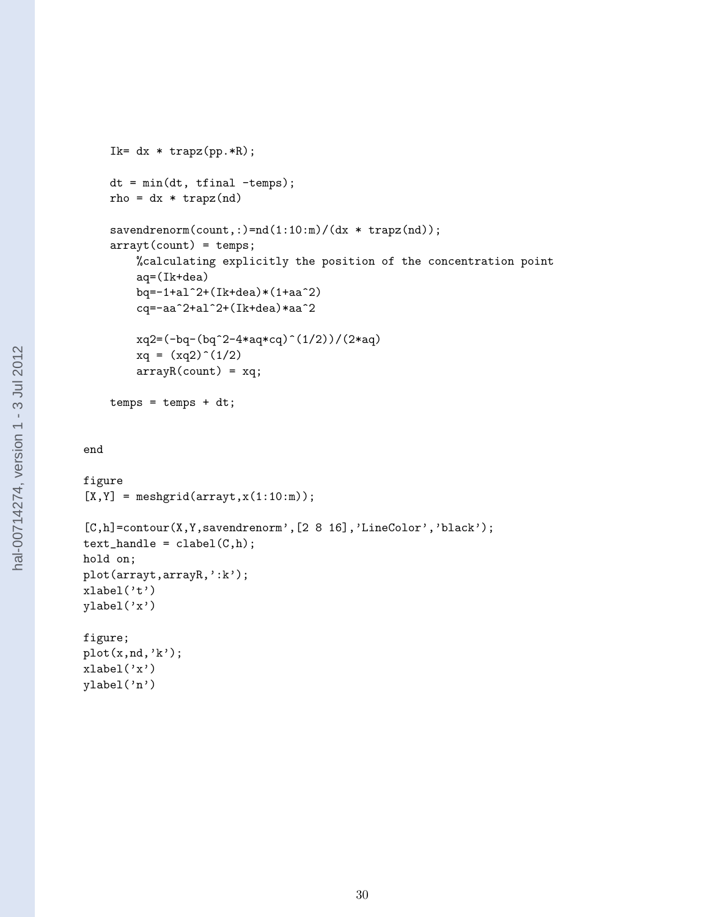```
    Ik= dx * trapz(pp.*R);

    dt = min(dt, tfinal -temps);
    rho = dx * trapz(nd)

    savendrenorm(count,:)=nd(1:10:m)/(dx * trapz(nd));
    arrayt(count) = temps;
        %calculating explicitly the position of the concentration point
        aq=(Ik+dea)
        bq=-1+al^2+(Ik+dea)*(1+aa^2)
        cq=-aa^2+al^2+(Ik+dea)*aa^2

        xq2=(-bq-(bq^2-4*aq*cq)^(1/2))/(2*aq)
        xq = (xq2)^(1/2)
        arrayR(count) = xq;

    temps = temps + dt;


end

figure
[X,Y] = meshgrid(arrayt,x(1:10:m));

[C,h]=contour(X,Y,savendrenorm',[2 8 16],'LineColor','black');
text_handle = clabel(C,h);
hold on;
plot(arrayt,arrayR,':k');
xlabel('t')
ylabel('x')

figure;
plot(x,nd,'k');
xlabel('x')
ylabel('n')
```